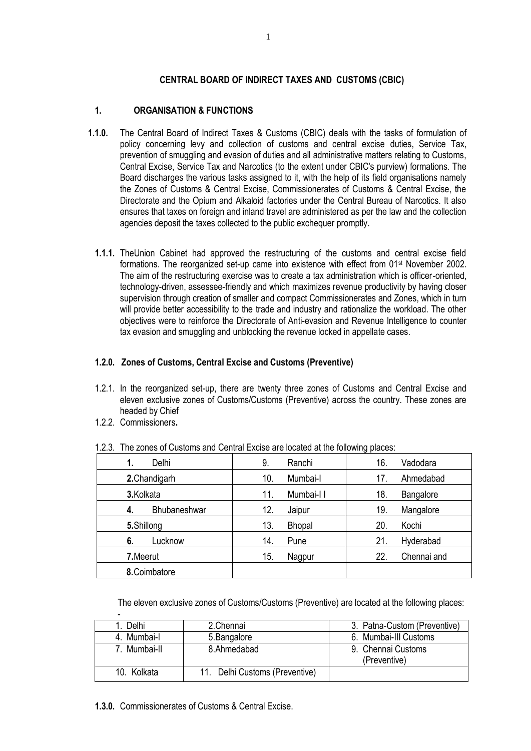**CENTRAL BOARD OF INDIRECT TAXES AND CUSTOMS (CBIC)**

**1. ORGANISATION & FUNCTIONS**

**1.1.0.** The Central Board of Indirect Taxes & Customs (CBIC) deals with the tasks of formulation of policy concerning levy and collection of customs and central excise duties, Service Tax, prevention of smuggling and evasion of duties and all administrative matters relating to Customs, Central Excise, Service Tax and Narcotics (to the extent under CBIC's purview) formations. The Board discharges the various tasks assigned to it, with the help of its field organisations namely the Zones of Customs & Central Excise, Commissionerates of Customs & Central Excise, the Directorate and the Opium and Alkaloid factories under the Central Bureau of Narcotics. It also ensures that taxes on foreign and inland travel are administered as per the law and the collection agencies deposit the taxes collected to the public exchequer promptly.

**1.1.1.** TheUnion Cabinet had approved the restructuring of the customs and central excise field formations. The reorganized set-up came into existence with effect from 01st November 2002. The aim of the restructuring exercise was to create a tax administration which is officer-oriented, technology-driven, assessee-friendly and which maximizes revenue productivity by having closer supervision through creation of smaller and compact Commissionerates and Zones, which in turn will provide better accessibility to the trade and industry and rationalize the workload. The other objectives were to reinforce the Directorate of Anti-evasion and Revenue Intelligence to counter tax evasion and smuggling and unblocking the revenue locked in appellate cases.

**1.2.0. Zones of Customs, Central Excise and Customs (Preventive)**

1.2.1. In the reorganized set-up, there are twenty three zones of Customs and Central Excise and eleven exclusive zones of Customs/Customs (Preventive) across the country. These zones are headed by Chief

1.2.2. Commissioners**.**

1.2.3. The zones of Customs and Central Excise are located at the following places:

| | | |
|---|---|---|
| **1.** Delhi | 9. Ranchi | 16. Vadodara |
| **2.** Chandigarh | 10. Mumbai-I | 17. Ahmedabad |
| **3.** Kolkata | 11. Mumbai-I I | 18. Bangalore |
| **4.** Bhubaneshwar | 12. Jaipur | 19. Mangalore |
| **5.** Shillong | 13. Bhopal | 20. Kochi |
| **6.** Lucknow | 14. Pune | 21. Hyderabad |
| **7.** Meerut | 15. Nagpur | 22. Chennai and |
| **8.** Coimbatore | | |

The eleven exclusive zones of Customs/Customs (Preventive) are located at the following places: -

| | | |
|---|---|---|
| 1. Delhi | 2.Chennai | 3. Patna-Custom (Preventive) |
| 4. Mumbai-I | 5.Bangalore | 6. Mumbai-III Customs |
| 7. Mumbai-II | 8.Ahmedabad | 9. Chennai Customs (Preventive) |
| 10. Kolkata | 11. Delhi Customs (Preventive) | |

**1.3.0.** Commissionerates of Customs & Central Excise.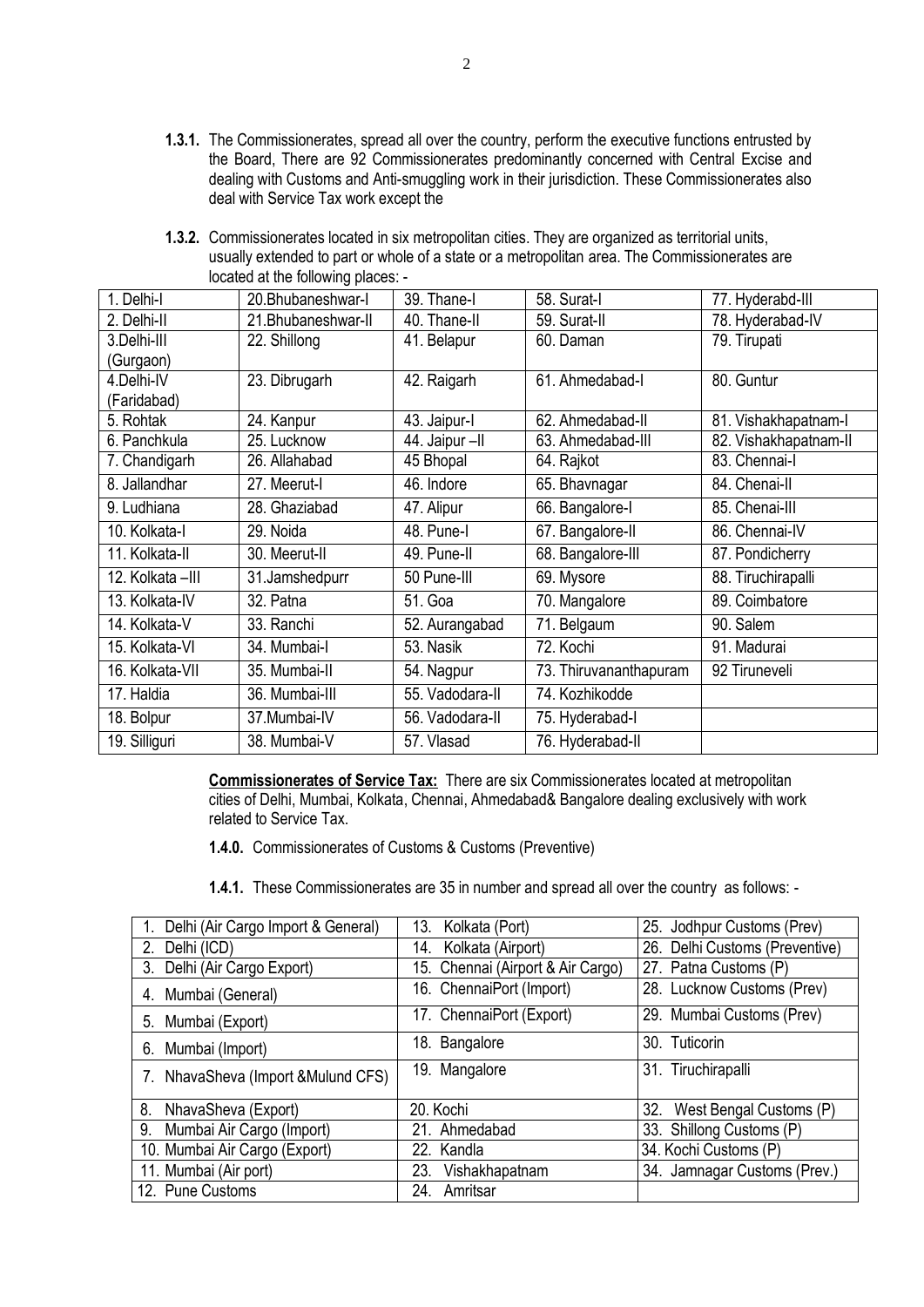**1.3.1.** The Commissionerates, spread all over the country, perform the executive functions entrusted by the Board, There are 92 Commissionerates predominantly concerned with Central Excise and dealing with Customs and Anti-smuggling work in their jurisdiction. These Commissionerates also deal with Service Tax work except the

**1.3.2.** Commissionerates located in six metropolitan cities. They are organized as territorial units, usually extended to part or whole of a state or a metropolitan area. The Commissionerates are located at the following places: -

| 1. Delhi-I | 20.Bhubaneshwar-I | 39. Thane-I | 58. Surat-I | 77. Hyderabd-III |
|---|---|---|---|---|
| 2. Delhi-II | 21.Bhubaneshwar-II | 40. Thane-II | 59. Surat-II | 78. Hyderabad-IV |
| 3.Delhi-III (Gurgaon) | 22. Shillong | 41. Belapur | 60. Daman | 79. Tirupati |
| 4.Delhi-IV (Faridabad) | 23. Dibrugarh | 42. Raigarh | 61. Ahmedabad-I | 80. Guntur |
| 5. Rohtak | 24. Kanpur | 43. Jaipur-I | 62. Ahmedabad-II | 81. Vishakhapatnam-I |
| 6. Panchkula | 25. Lucknow | 44. Jaipur –II | 63. Ahmedabad-III | 82. Vishakhapatnam-II |
| 7. Chandigarh | 26. Allahabad | 45 Bhopal | 64. Rajkot | 83. Chennai-I |
| 8. Jallandhar | 27. Meerut-I | 46. Indore | 65. Bhavnagar | 84. Chenai-II |
| 9. Ludhiana | 28. Ghaziabad | 47. Alipur | 66. Bangalore-I | 85. Chenai-III |
| 10. Kolkata-I | 29. Noida | 48. Pune-I | 67. Bangalore-II | 86. Chennai-IV |
| 11. Kolkata-II | 30. Meerut-II | 49. Pune-II | 68. Bangalore-III | 87. Pondicherry |
| 12. Kolkata –III | 31.Jamshedpurr | 50 Pune-III | 69. Mysore | 88. Tiruchirapalli |
| 13. Kolkata-IV | 32. Patna | 51. Goa | 70. Mangalore | 89. Coimbatore |
| 14. Kolkata-V | 33. Ranchi | 52. Aurangabad | 71. Belgaum | 90. Salem |
| 15. Kolkata-VI | 34. Mumbai-I | 53. Nasik | 72. Kochi | 91. Madurai |
| 16. Kolkata-VII | 35. Mumbai-II | 54. Nagpur | 73. Thiruvananthapuram | 92 Tiruneveli |
| 17. Haldia | 36. Mumbai-III | 55. Vadodara-II | 74. Kozhikodde | |
| 18. Bolpur | 37.Mumbai-IV | 56. Vadodara-II | 75. Hyderabad-I | |
| 19. Silliguri | 38. Mumbai-V | 57. Vlasad | 76. Hyderabad-II | |

**Commissionerates of Service Tax:** There are six Commissionerates located at metropolitan cities of Delhi, Mumbai, Kolkata, Chennai, Ahmedabad& Bangalore dealing exclusively with work related to Service Tax.

**1.4.0.** Commissionerates of Customs & Customs (Preventive)

**1.4.1.** These Commissionerates are 35 in number and spread all over the country as follows: -

| 1. Delhi (Air Cargo Import & General) | 13. Kolkata (Port) | 25. Jodhpur Customs (Prev) |
|---|---|---|
| 2. Delhi (ICD) | 14. Kolkata (Airport) | 26. Delhi Customs (Preventive) |
| 3. Delhi (Air Cargo Export) | 15. Chennai (Airport & Air Cargo) | 27. Patna Customs (P) |
| 4. Mumbai (General) | 16. ChennaiPort (Import) | 28. Lucknow Customs (Prev) |
| 5. Mumbai (Export) | 17. ChennaiPort (Export) | 29. Mumbai Customs (Prev) |
| 6. Mumbai (Import) | 18. Bangalore | 30. Tuticorin |
| 7. NhavaSheva (Import &Mulund CFS) | 19. Mangalore | 31. Tiruchirapalli |
| 8. NhavaSheva (Export) | 20. Kochi | 32. West Bengal Customs (P) |
| 9. Mumbai Air Cargo (Import) | 21. Ahmedabad | 33. Shillong Customs (P) |
| 10. Mumbai Air Cargo (Export) | 22. Kandla | 34. Kochi Customs (P) |
| 11. Mumbai (Air port) | 23. Vishakhapatnam | 34. Jamnagar Customs (Prev.) |
| 12. Pune Customs | 24. Amritsar | |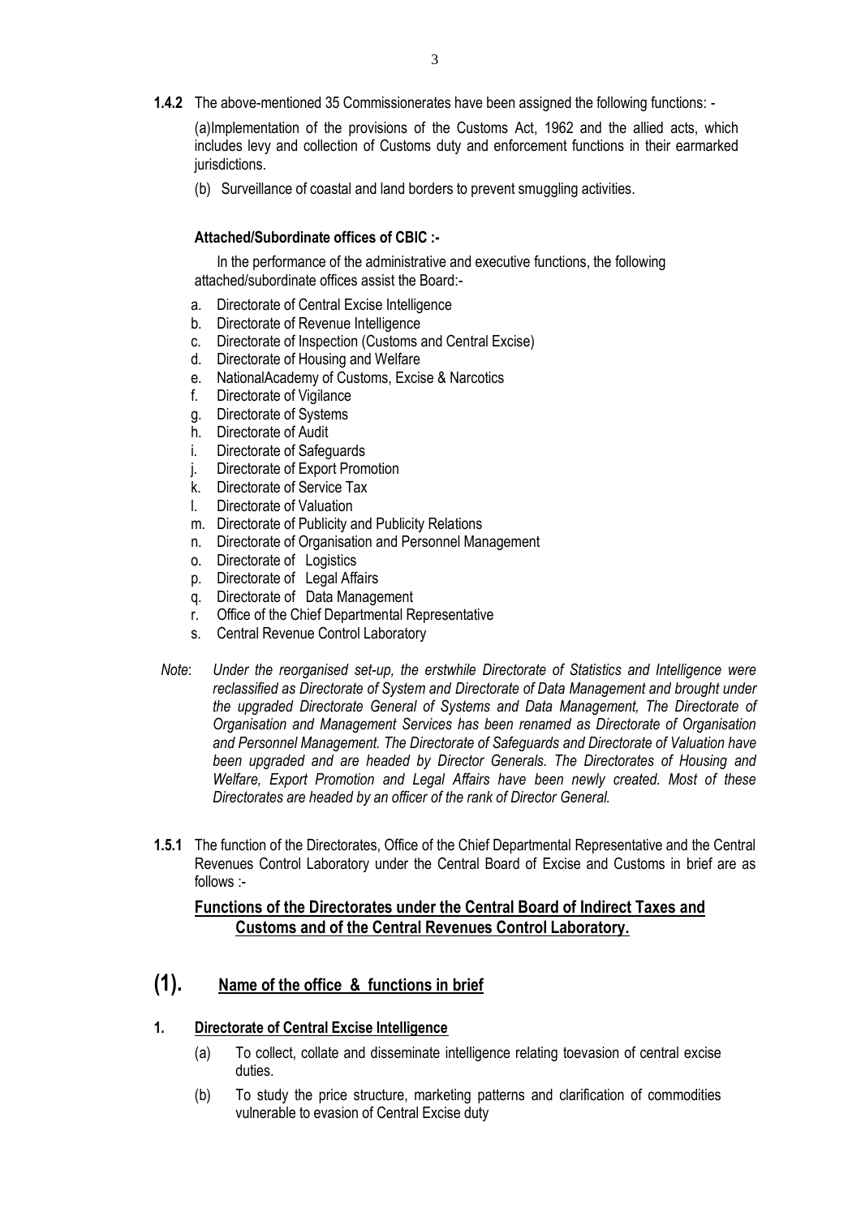**1.4.2** The above-mentioned 35 Commissionerates have been assigned the following functions: -

(a)Implementation of the provisions of the Customs Act, 1962 and the allied acts, which includes levy and collection of Customs duty and enforcement functions in their earmarked jurisdictions.

(b) Surveillance of coastal and land borders to prevent smuggling activities.

**Attached/Subordinate offices of CBIC :-**

In the performance of the administrative and executive functions, the following attached/subordinate offices assist the Board:-

a. Directorate of Central Excise Intelligence
b. Directorate of Revenue Intelligence
c. Directorate of Inspection (Customs and Central Excise)
d. Directorate of Housing and Welfare
e. NationalAcademy of Customs, Excise & Narcotics
f. Directorate of Vigilance
g. Directorate of Systems
h. Directorate of Audit
i. Directorate of Safeguards
j. Directorate of Export Promotion
k. Directorate of Service Tax
l. Directorate of Valuation
m. Directorate of Publicity and Publicity Relations
n. Directorate of Organisation and Personnel Management
o. Directorate of Logistics
p. Directorate of Legal Affairs
q. Directorate of Data Management
r. Office of the Chief Departmental Representative
s. Central Revenue Control Laboratory

*Note*: *Under the reorganised set-up, the erstwhile Directorate of Statistics and Intelligence were reclassified as Directorate of System and Directorate of Data Management and brought under the upgraded Directorate General of Systems and Data Management, The Directorate of Organisation and Management Services has been renamed as Directorate of Organisation and Personnel Management. The Directorate of Safeguards and Directorate of Valuation have been upgraded and are headed by Director Generals. The Directorates of Housing and Welfare, Export Promotion and Legal Affairs have been newly created. Most of these Directorates are headed by an officer of the rank of Director General.*

**1.5.1** The function of the Directorates, Office of the Chief Departmental Representative and the Central Revenues Control Laboratory under the Central Board of Excise and Customs in brief are as follows :-

## Functions of the Directorates under the Central Board of Indirect Taxes and Customs and of the Central Revenues Control Laboratory.

## (1). Name of the office & functions in brief

### 1. Directorate of Central Excise Intelligence

(a) To collect, collate and disseminate intelligence relating toevasion of central excise duties.

(b) To study the price structure, marketing patterns and clarification of commodities vulnerable to evasion of Central Excise duty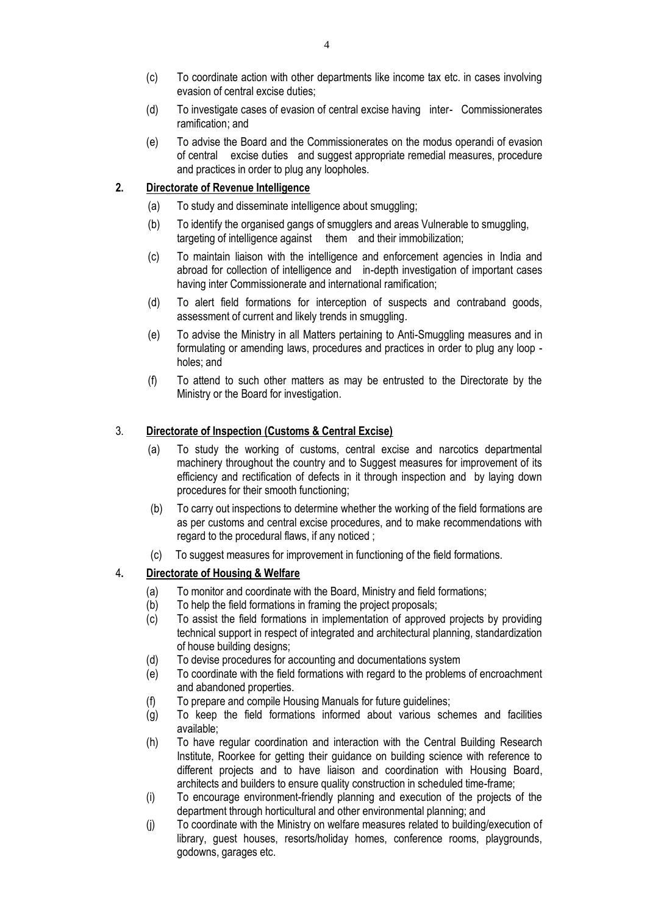(c) To coordinate action with other departments like income tax etc. in cases involving evasion of central excise duties;

(d) To investigate cases of evasion of central excise having inter- Commissionerates ramification; and

(e) To advise the Board and the Commissionerates on the modus operandi of evasion of central excise duties and suggest appropriate remedial measures, procedure and practices in order to plug any loopholes.

**2. <u>Directorate of Revenue Intelligence</u>**

(a) To study and disseminate intelligence about smuggling;

(b) To identify the organised gangs of smugglers and areas Vulnerable to smuggling, targeting of intelligence against them and their immobilization;

(c) To maintain liaison with the intelligence and enforcement agencies in India and abroad for collection of intelligence and in-depth investigation of important cases having inter Commissionerate and international ramification;

(d) To alert field formations for interception of suspects and contraband goods, assessment of current and likely trends in smuggling.

(e) To advise the Ministry in all Matters pertaining to Anti-Smuggling measures and in formulating or amending laws, procedures and practices in order to plug any loop - holes; and

(f) To attend to such other matters as may be entrusted to the Directorate by the Ministry or the Board for investigation.

3. **<u>Directorate of Inspection (Customs & Central Excise)</u>**

(a) To study the working of customs, central excise and narcotics departmental machinery throughout the country and to Suggest measures for improvement of its efficiency and rectification of defects in it through inspection and by laying down procedures for their smooth functioning;

(b) To carry out inspections to determine whether the working of the field formations are as per customs and central excise procedures, and to make recommendations with regard to the procedural flaws, if any noticed ;

(c) To suggest measures for improvement in functioning of the field formations.

4**. <u>Directorate of Housing & Welfare</u>**

(a) To monitor and coordinate with the Board, Ministry and field formations;

(b) To help the field formations in framing the project proposals;

(c) To assist the field formations in implementation of approved projects by providing technical support in respect of integrated and architectural planning, standardization of house building designs;

(d) To devise procedures for accounting and documentations system

(e) To coordinate with the field formations with regard to the problems of encroachment and abandoned properties.

(f) To prepare and compile Housing Manuals for future guidelines;

(g) To keep the field formations informed about various schemes and facilities available;

(h) To have regular coordination and interaction with the Central Building Research Institute, Roorkee for getting their guidance on building science with reference to different projects and to have liaison and coordination with Housing Board, architects and builders to ensure quality construction in scheduled time-frame;

(i) To encourage environment-friendly planning and execution of the projects of the department through horticultural and other environmental planning; and

(j) To coordinate with the Ministry on welfare measures related to building/execution of library, guest houses, resorts/holiday homes, conference rooms, playgrounds, godowns, garages etc.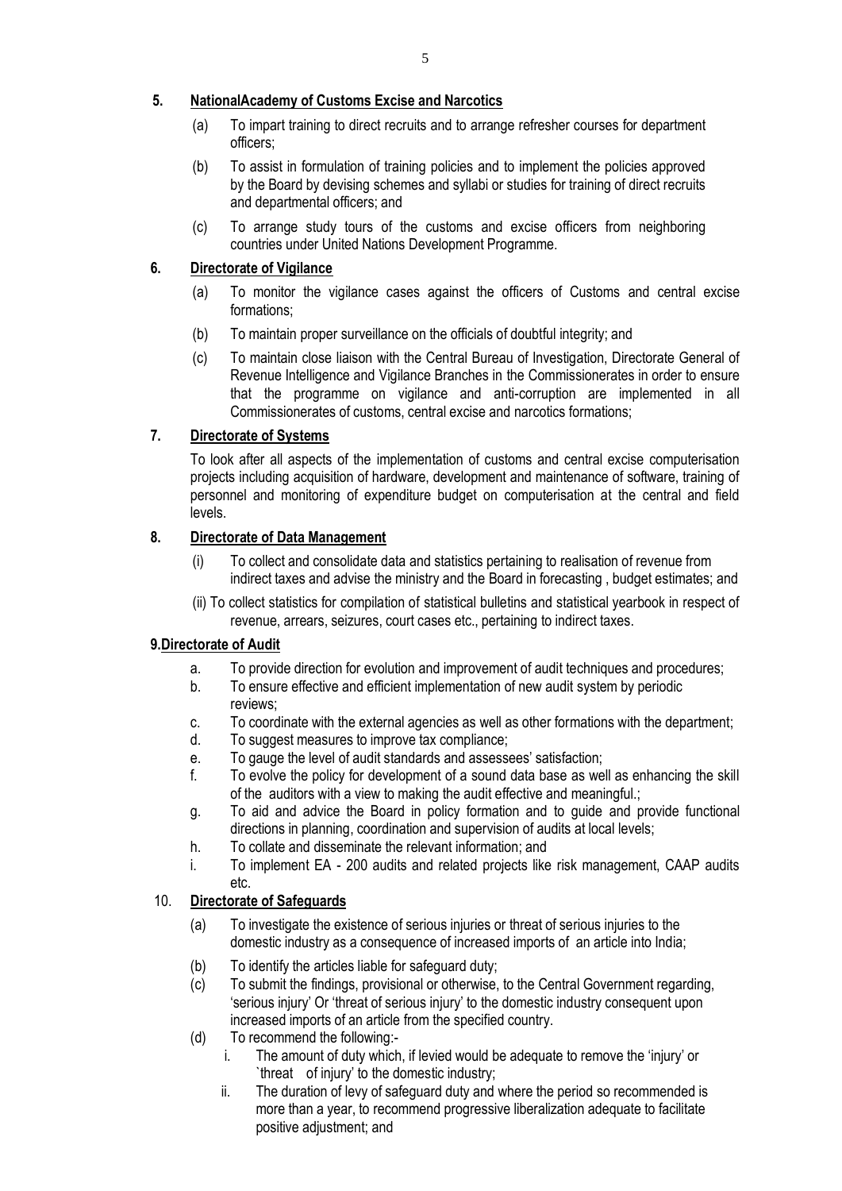## 5. NationalAcademy of Customs Excise and Narcotics

(a) To impart training to direct recruits and to arrange refresher courses for department officers;

(b) To assist in formulation of training policies and to implement the policies approved by the Board by devising schemes and syllabi or studies for training of direct recruits and departmental officers; and

(c) To arrange study tours of the customs and excise officers from neighboring countries under United Nations Development Programme.

## 6. Directorate of Vigilance

(a) To monitor the vigilance cases against the officers of Customs and central excise formations;

(b) To maintain proper surveillance on the officials of doubtful integrity; and

(c) To maintain close liaison with the Central Bureau of Investigation, Directorate General of Revenue Intelligence and Vigilance Branches in the Commissionerates in order to ensure that the programme on vigilance and anti-corruption are implemented in all Commissionerates of customs, central excise and narcotics formations;

## 7. Directorate of Systems

To look after all aspects of the implementation of customs and central excise computerisation projects including acquisition of hardware, development and maintenance of software, training of personnel and monitoring of expenditure budget on computerisation at the central and field levels.

## 8. Directorate of Data Management

(i) To collect and consolidate data and statistics pertaining to realisation of revenue from indirect taxes and advise the ministry and the Board in forecasting , budget estimates; and

(ii) To collect statistics for compilation of statistical bulletins and statistical yearbook in respect of revenue, arrears, seizures, court cases etc., pertaining to indirect taxes.

## 9.Directorate of Audit

a. To provide direction for evolution and improvement of audit techniques and procedures;

b. To ensure effective and efficient implementation of new audit system by periodic reviews;

c. To coordinate with the external agencies as well as other formations with the department;

d. To suggest measures to improve tax compliance;

e. To gauge the level of audit standards and assessees' satisfaction;

f. To evolve the policy for development of a sound data base as well as enhancing the skill of the auditors with a view to making the audit effective and meaningful.;

g. To aid and advice the Board in policy formation and to guide and provide functional directions in planning, coordination and supervision of audits at local levels;

h. To collate and disseminate the relevant information; and

i. To implement EA - 200 audits and related projects like risk management, CAAP audits etc.

## 10. Directorate of Safeguards

(a) To investigate the existence of serious injuries or threat of serious injuries to the domestic industry as a consequence of increased imports of an article into India;

(b) To identify the articles liable for safeguard duty;

(c) To submit the findings, provisional or otherwise, to the Central Government regarding, 'serious injury' Or 'threat of serious injury' to the domestic industry consequent upon increased imports of an article from the specified country.

(d) To recommend the following:-

i. The amount of duty which, if levied would be adequate to remove the 'injury' or `threat of injury' to the domestic industry;

ii. The duration of levy of safeguard duty and where the period so recommended is more than a year, to recommend progressive liberalization adequate to facilitate positive adjustment; and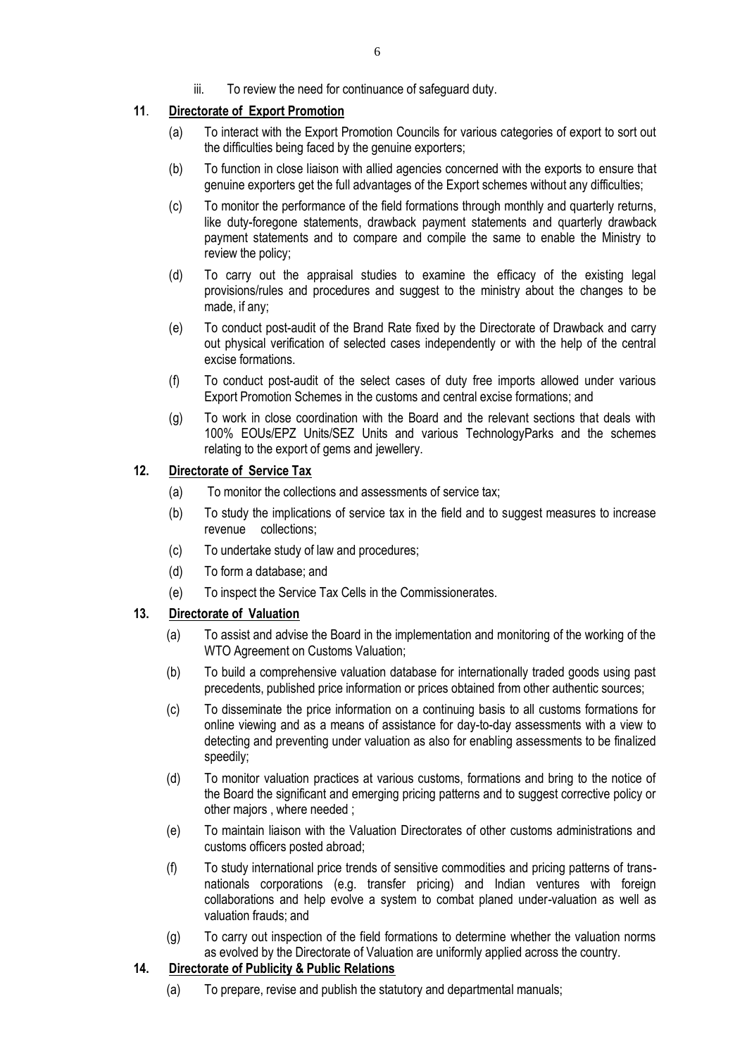iii. To review the need for continuance of safeguard duty.

**11. Directorate of Export Promotion**

(a) To interact with the Export Promotion Councils for various categories of export to sort out the difficulties being faced by the genuine exporters;

(b) To function in close liaison with allied agencies concerned with the exports to ensure that genuine exporters get the full advantages of the Export schemes without any difficulties;

(c) To monitor the performance of the field formations through monthly and quarterly returns, like duty-foregone statements, drawback payment statements and quarterly drawback payment statements and to compare and compile the same to enable the Ministry to review the policy;

(d) To carry out the appraisal studies to examine the efficacy of the existing legal provisions/rules and procedures and suggest to the ministry about the changes to be made, if any;

(e) To conduct post-audit of the Brand Rate fixed by the Directorate of Drawback and carry out physical verification of selected cases independently or with the help of the central excise formations.

(f) To conduct post-audit of the select cases of duty free imports allowed under various Export Promotion Schemes in the customs and central excise formations; and

(g) To work in close coordination with the Board and the relevant sections that deals with 100% EOUs/EPZ Units/SEZ Units and various TechnologyParks and the schemes relating to the export of gems and jewellery.

**12. Directorate of Service Tax**

(a) To monitor the collections and assessments of service tax;

(b) To study the implications of service tax in the field and to suggest measures to increase revenue collections;

(c) To undertake study of law and procedures;

(d) To form a database; and

(e) To inspect the Service Tax Cells in the Commissionerates.

**13. Directorate of Valuation**

(a) To assist and advise the Board in the implementation and monitoring of the working of the WTO Agreement on Customs Valuation;

(b) To build a comprehensive valuation database for internationally traded goods using past precedents, published price information or prices obtained from other authentic sources;

(c) To disseminate the price information on a continuing basis to all customs formations for online viewing and as a means of assistance for day-to-day assessments with a view to detecting and preventing under valuation as also for enabling assessments to be finalized speedily;

(d) To monitor valuation practices at various customs, formations and bring to the notice of the Board the significant and emerging pricing patterns and to suggest corrective policy or other majors , where needed ;

(e) To maintain liaison with the Valuation Directorates of other customs administrations and customs officers posted abroad;

(f) To study international price trends of sensitive commodities and pricing patterns of trans-nationals corporations (e.g. transfer pricing) and Indian ventures with foreign collaborations and help evolve a system to combat planed under-valuation as well as valuation frauds; and

(g) To carry out inspection of the field formations to determine whether the valuation norms as evolved by the Directorate of Valuation are uniformly applied across the country.

**14. Directorate of Publicity & Public Relations**

(a) To prepare, revise and publish the statutory and departmental manuals;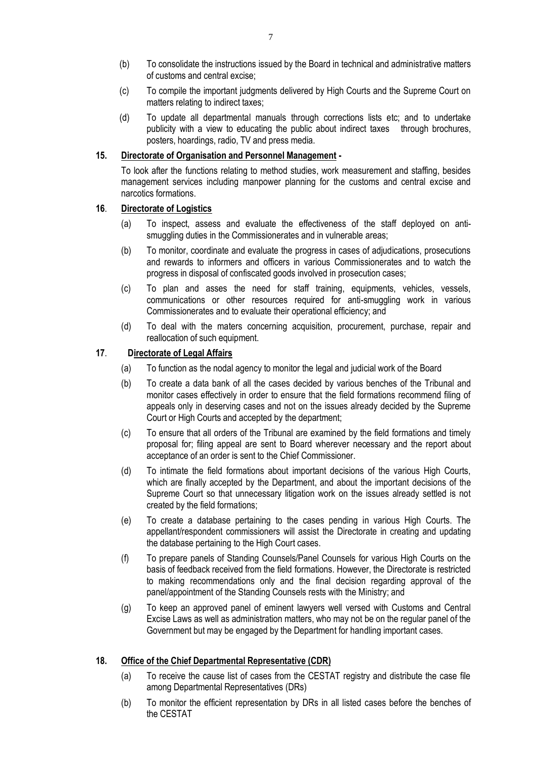(b) To consolidate the instructions issued by the Board in technical and administrative matters of customs and central excise;

(c) To compile the important judgments delivered by High Courts and the Supreme Court on matters relating to indirect taxes;

(d) To update all departmental manuals through corrections lists etc; and to undertake publicity with a view to educating the public about indirect taxes through brochures, posters, hoardings, radio, TV and press media.

**15. Directorate of Organisation and Personnel Management -**

To look after the functions relating to method studies, work measurement and staffing, besides management services including manpower planning for the customs and central excise and narcotics formations.

**16. Directorate of Logistics**

(a) To inspect, assess and evaluate the effectiveness of the staff deployed on anti-smuggling duties in the Commissionerates and in vulnerable areas;

(b) To monitor, coordinate and evaluate the progress in cases of adjudications, prosecutions and rewards to informers and officers in various Commissionerates and to watch the progress in disposal of confiscated goods involved in prosecution cases;

(c) To plan and asses the need for staff training, equipments, vehicles, vessels, communications or other resources required for anti-smuggling work in various Commissionerates and to evaluate their operational efficiency; and

(d) To deal with the maters concerning acquisition, procurement, purchase, repair and reallocation of such equipment.

**17. Directorate of Legal Affairs**

(a) To function as the nodal agency to monitor the legal and judicial work of the Board

(b) To create a data bank of all the cases decided by various benches of the Tribunal and monitor cases effectively in order to ensure that the field formations recommend filing of appeals only in deserving cases and not on the issues already decided by the Supreme Court or High Courts and accepted by the department;

(c) To ensure that all orders of the Tribunal are examined by the field formations and timely proposal for; filing appeal are sent to Board wherever necessary and the report about acceptance of an order is sent to the Chief Commissioner.

(d) To intimate the field formations about important decisions of the various High Courts, which are finally accepted by the Department, and about the important decisions of the Supreme Court so that unnecessary litigation work on the issues already settled is not created by the field formations;

(e) To create a database pertaining to the cases pending in various High Courts. The appellant/respondent commissioners will assist the Directorate in creating and updating the database pertaining to the High Court cases.

(f) To prepare panels of Standing Counsels/Panel Counsels for various High Courts on the basis of feedback received from the field formations. However, the Directorate is restricted to making recommendations only and the final decision regarding approval of the panel/appointment of the Standing Counsels rests with the Ministry; and

(g) To keep an approved panel of eminent lawyers well versed with Customs and Central Excise Laws as well as administration matters, who may not be on the regular panel of the Government but may be engaged by the Department for handling important cases.

**18. Office of the Chief Departmental Representative (CDR)**

(a) To receive the cause list of cases from the CESTAT registry and distribute the case file among Departmental Representatives (DRs)

(b) To monitor the efficient representation by DRs in all listed cases before the benches of the CESTAT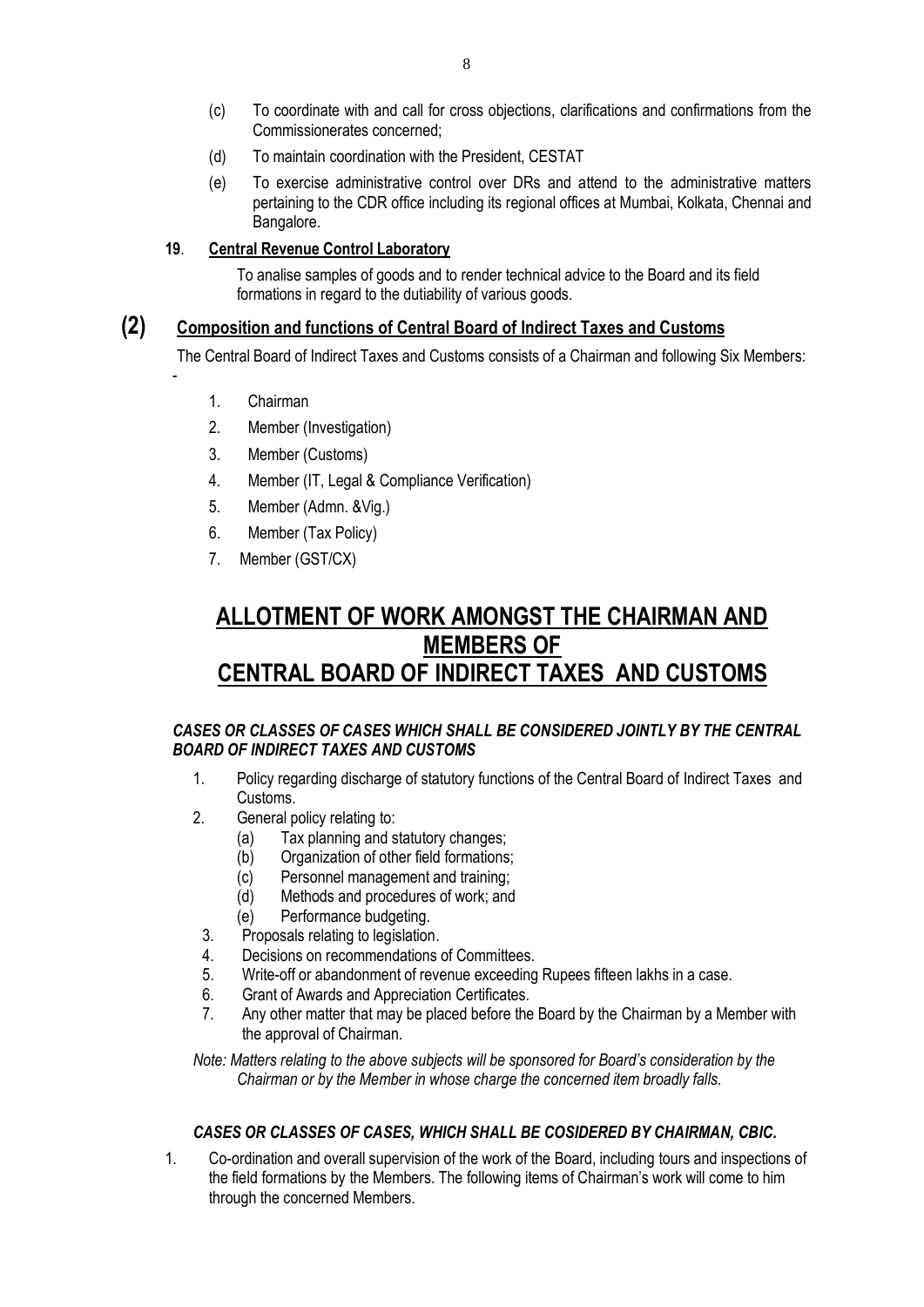(c) To coordinate with and call for cross objections, clarifications and confirmations from the Commissionerates concerned;

(d) To maintain coordination with the President, CESTAT

(e) To exercise administrative control over DRs and attend to the administrative matters pertaining to the CDR office including its regional offices at Mumbai, Kolkata, Chennai and Bangalore.

**19**. **Central Revenue Control Laboratory**

To analise samples of goods and to render technical advice to the Board and its field formations in regard to the dutiability of various goods.

## (2) Composition and functions of Central Board of Indirect Taxes and Customs

The Central Board of Indirect Taxes and Customs consists of a Chairman and following Six Members: -

1. Chairman
2. Member (Investigation)
3. Member (Customs)
4. Member (IT, Legal & Compliance Verification)
5. Member (Admn. &Vig.)
6. Member (Tax Policy)
7. Member (GST/CX)

# ALLOTMENT OF WORK AMONGST THE CHAIRMAN AND MEMBERS OF CENTRAL BOARD OF INDIRECT TAXES AND CUSTOMS

***CASES OR CLASSES OF CASES WHICH SHALL BE CONSIDERED JOINTLY BY THE CENTRAL BOARD OF INDIRECT TAXES AND CUSTOMS***

1. Policy regarding discharge of statutory functions of the Central Board of Indirect Taxes and Customs.
2. General policy relating to:
   (a) Tax planning and statutory changes;
   (b) Organization of other field formations;
   (c) Personnel management and training;
   (d) Methods and procedures of work; and
   (e) Performance budgeting.
3. Proposals relating to legislation.
4. Decisions on recommendations of Committees.
5. Write-off or abandonment of revenue exceeding Rupees fifteen lakhs in a case.
6. Grant of Awards and Appreciation Certificates.
7. Any other matter that may be placed before the Board by the Chairman by a Member with the approval of Chairman.

*Note: Matters relating to the above subjects will be sponsored for Board's consideration by the Chairman or by the Member in whose charge the concerned item broadly falls.*

***CASES OR CLASSES OF CASES, WHICH SHALL BE COSIDERED BY CHAIRMAN, CBIC.***

1. Co-ordination and overall supervision of the work of the Board, including tours and inspections of the field formations by the Members. The following items of Chairman's work will come to him through the concerned Members.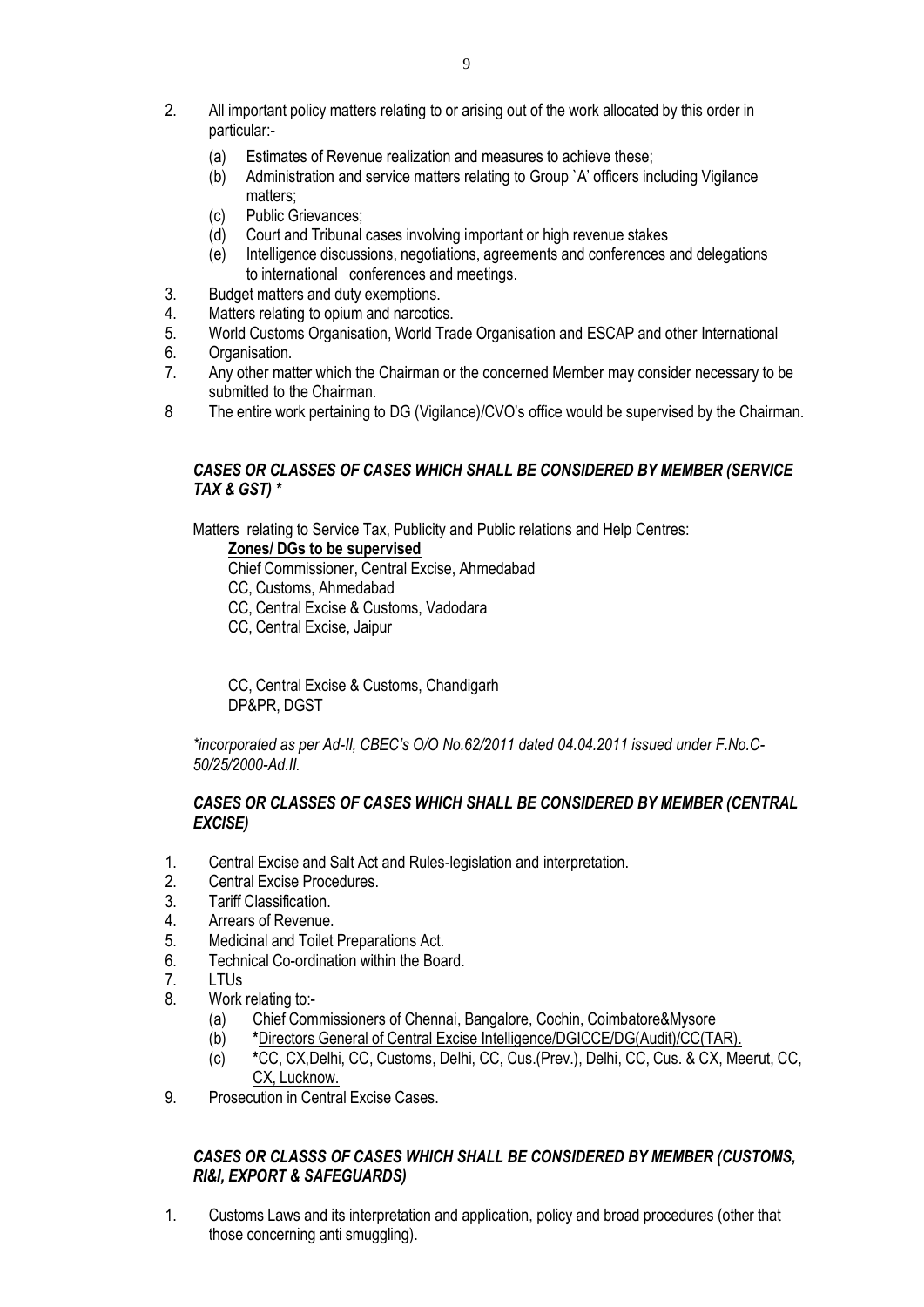2. All important policy matters relating to or arising out of the work allocated by this order in particular:-
   - (a) Estimates of Revenue realization and measures to achieve these;
   - (b) Administration and service matters relating to Group `A' officers including Vigilance matters;
   - (c) Public Grievances;
   - (d) Court and Tribunal cases involving important or high revenue stakes
   - (e) Intelligence discussions, negotiations, agreements and conferences and delegations to international conferences and meetings.
3. Budget matters and duty exemptions.
4. Matters relating to opium and narcotics.
5. World Customs Organisation, World Trade Organisation and ESCAP and other International
6. Organisation.
7. Any other matter which the Chairman or the concerned Member may consider necessary to be submitted to the Chairman.
8. The entire work pertaining to DG (Vigilance)/CVO's office would be supervised by the Chairman.

### *CASES OR CLASSES OF CASES WHICH SHALL BE CONSIDERED BY MEMBER (SERVICE TAX & GST) **

Matters relating to Service Tax, Publicity and Public relations and Help Centres:

**Zones/ DGs to be supervised**

Chief Commissioner, Central Excise, Ahmedabad
CC, Customs, Ahmedabad
CC, Central Excise & Customs, Vadodara
CC, Central Excise, Jaipur

CC, Central Excise & Customs, Chandigarh
DP&PR, DGST

*\*incorporated as per Ad-II, CBEC's O/O No.62/2011 dated 04.04.2011 issued under F.No.C-50/25/2000-Ad.II.*

### *CASES OR CLASSES OF CASES WHICH SHALL BE CONSIDERED BY MEMBER (CENTRAL EXCISE)*

1. Central Excise and Salt Act and Rules-legislation and interpretation.
2. Central Excise Procedures.
3. Tariff Classification.
4. Arrears of Revenue.
5. Medicinal and Toilet Preparations Act.
6. Technical Co-ordination within the Board.
7. LTUs
8. Work relating to:-
   - (a) Chief Commissioners of Chennai, Bangalore, Cochin, Coimbatore&Mysore
   - (b) *Directors General of Central Excise Intelligence/DGICCE/DG(Audit)/CC(TAR).
   - (c) *CC, CX,Delhi, CC, Customs, Delhi, CC, Cus.(Prev.), Delhi, CC, Cus. & CX, Meerut, CC, CX, Lucknow.
9. Prosecution in Central Excise Cases.

### *CASES OR CLASSS OF CASES WHICH SHALL BE CONSIDERED BY MEMBER (CUSTOMS, RI&I, EXPORT & SAFEGUARDS)*

1. Customs Laws and its interpretation and application, policy and broad procedures (other that those concerning anti smuggling).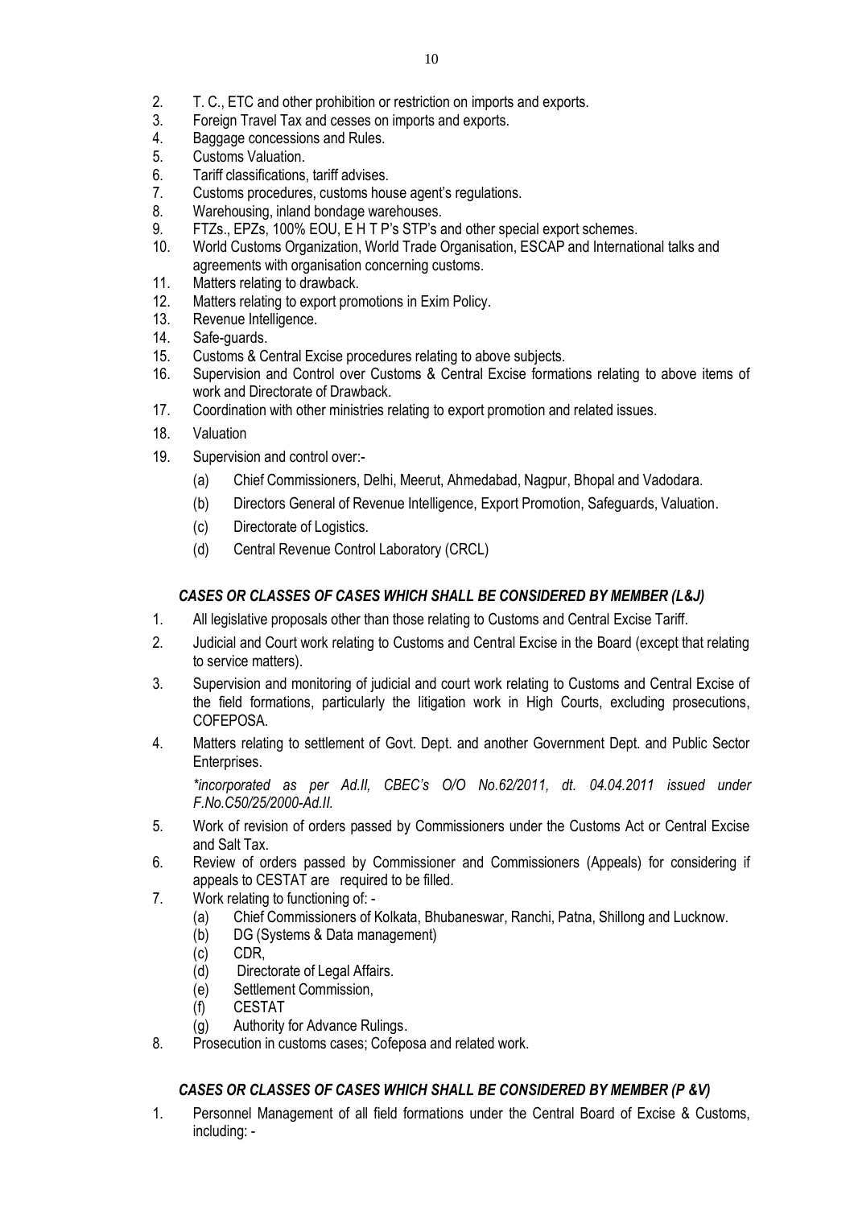2. T. C., ETC and other prohibition or restriction on imports and exports.
3. Foreign Travel Tax and cesses on imports and exports.
4. Baggage concessions and Rules.
5. Customs Valuation.
6. Tariff classifications, tariff advises.
7. Customs procedures, customs house agent's regulations.
8. Warehousing, inland bondage warehouses.
9. FTZs., EPZs, 100% EOU, E H T P's STP's and other special export schemes.
10. World Customs Organization, World Trade Organisation, ESCAP and International talks and agreements with organisation concerning customs.
11. Matters relating to drawback.
12. Matters relating to export promotions in Exim Policy.
13. Revenue Intelligence.
14. Safe-guards.
15. Customs & Central Excise procedures relating to above subjects.
16. Supervision and Control over Customs & Central Excise formations relating to above items of work and Directorate of Drawback.
17. Coordination with other ministries relating to export promotion and related issues.
18. Valuation
19. Supervision and control over:-
    - (a) Chief Commissioners, Delhi, Meerut, Ahmedabad, Nagpur, Bhopal and Vadodara.
    - (b) Directors General of Revenue Intelligence, Export Promotion, Safeguards, Valuation.
    - (c) Directorate of Logistics.
    - (d) Central Revenue Control Laboratory (CRCL)

### *CASES OR CLASSES OF CASES WHICH SHALL BE CONSIDERED BY MEMBER (L&J)*

1. All legislative proposals other than those relating to Customs and Central Excise Tariff.
2. Judicial and Court work relating to Customs and Central Excise in the Board (except that relating to service matters).
3. Supervision and monitoring of judicial and court work relating to Customs and Central Excise of the field formations, particularly the litigation work in High Courts, excluding prosecutions, COFEPOSA.
4. Matters relating to settlement of Govt. Dept. and another Government Dept. and Public Sector Enterprises.

   *\*incorporated as per Ad.II, CBEC's O/O No.62/2011, dt. 04.04.2011 issued under F.No.C50/25/2000-Ad.II.*

5. Work of revision of orders passed by Commissioners under the Customs Act or Central Excise and Salt Tax.
6. Review of orders passed by Commissioner and Commissioners (Appeals) for considering if appeals to CESTAT are required to be filled.
7. Work relating to functioning of: -
    - (a) Chief Commissioners of Kolkata, Bhubaneswar, Ranchi, Patna, Shillong and Lucknow.
    - (b) DG (Systems & Data management)
    - (c) CDR,
    - (d) Directorate of Legal Affairs.
    - (e) Settlement Commission,
    - (f) CESTAT
    - (g) Authority for Advance Rulings.
8. Prosecution in customs cases; Cofeposa and related work.

### *CASES OR CLASSES OF CASES WHICH SHALL BE CONSIDERED BY MEMBER (P &V)*

1. Personnel Management of all field formations under the Central Board of Excise & Customs, including: -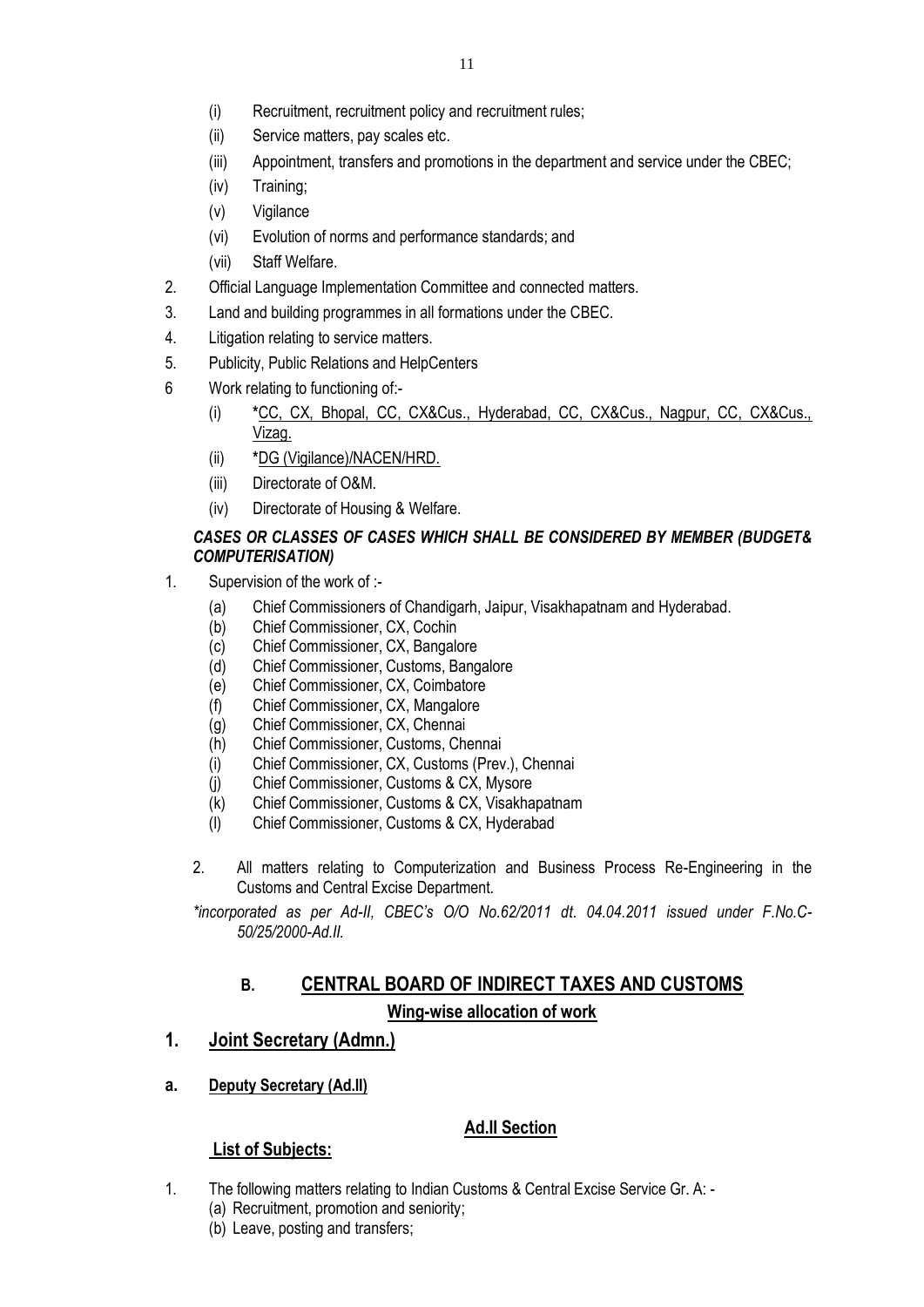(i) Recruitment, recruitment policy and recruitment rules;

(ii) Service matters, pay scales etc.

(iii) Appointment, transfers and promotions in the department and service under the CBEC;

(iv) Training;

(v) Vigilance

(vi) Evolution of norms and performance standards; and

(vii) Staff Welfare.

2. Official Language Implementation Committee and connected matters.

3. Land and building programmes in all formations under the CBEC.

4. Litigation relating to service matters.

5. Publicity, Public Relations and HelpCenters

6 Work relating to functioning of:-

   (i) *<u>CC, CX, Bhopal, CC, CX&Cus., Hyderabad, CC, CX&Cus., Nagpur, CC, CX&Cus., Vizag.</u>

   (ii) *<u>DG (Vigilance)/NACEN/HRD.</u>

   (iii) Directorate of O&M.

   (iv) Directorate of Housing & Welfare.

***CASES OR CLASSES OF CASES WHICH SHALL BE CONSIDERED BY MEMBER (BUDGET& COMPUTERISATION)***

1. Supervision of the work of :-

   (a) Chief Commissioners of Chandigarh, Jaipur, Visakhapatnam and Hyderabad.
   (b) Chief Commissioner, CX, Cochin
   (c) Chief Commissioner, CX, Bangalore
   (d) Chief Commissioner, Customs, Bangalore
   (e) Chief Commissioner, CX, Coimbatore
   (f) Chief Commissioner, CX, Mangalore
   (g) Chief Commissioner, CX, Chennai
   (h) Chief Commissioner, Customs, Chennai
   (i) Chief Commissioner, CX, Customs (Prev.), Chennai
   (j) Chief Commissioner, Customs & CX, Mysore
   (k) Chief Commissioner, Customs & CX, Visakhapatnam
   (l) Chief Commissioner, Customs & CX, Hyderabad

2. All matters relating to Computerization and Business Process Re-Engineering in the Customs and Central Excise Department.

*\*incorporated as per Ad-II, CBEC's O/O No.62/2011 dt. 04.04.2011 issued under F.No.C-50/25/2000-Ad.II.*

## B. <u>CENTRAL BOARD OF INDIRECT TAXES AND CUSTOMS</u>

### <u>Wing-wise allocation of work</u>

## 1. <u>Joint Secretary (Admn.)</u>

### a. <u>Deputy Secretary (Ad.II)</u>

#### <u>Ad.II Section</u>

**<u>List of Subjects:</u>**

1. The following matters relating to Indian Customs & Central Excise Service Gr. A: -
   (a) Recruitment, promotion and seniority;
   (b) Leave, posting and transfers;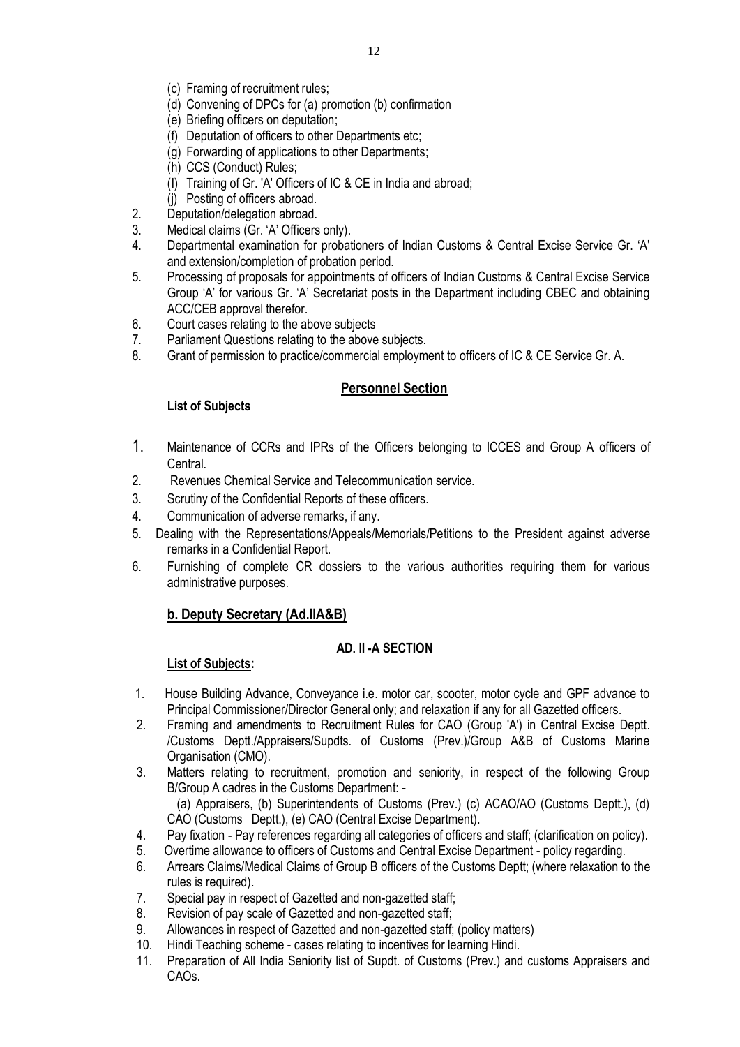- (c) Framing of recruitment rules;
- (d) Convening of DPCs for (a) promotion (b) confirmation
- (e) Briefing officers on deputation;
- (f) Deputation of officers to other Departments etc;
- (g) Forwarding of applications to other Departments;
- (h) CCS (Conduct) Rules;
- (I) Training of Gr. 'A' Officers of IC & CE in India and abroad;
- (j) Posting of officers abroad.

2. Deputation/delegation abroad.
3. Medical claims (Gr. 'A' Officers only).
4. Departmental examination for probationers of Indian Customs & Central Excise Service Gr. 'A' and extension/completion of probation period.
5. Processing of proposals for appointments of officers of Indian Customs & Central Excise Service Group 'A' for various Gr. 'A' Secretariat posts in the Department including CBEC and obtaining ACC/CEB approval therefor.
6. Court cases relating to the above subjects
7. Parliament Questions relating to the above subjects.
8. Grant of permission to practice/commercial employment to officers of IC & CE Service Gr. A.

## Personnel Section

**List of Subjects**

1. Maintenance of CCRs and IPRs of the Officers belonging to ICCES and Group A officers of Central.
2. Revenues Chemical Service and Telecommunication service.
3. Scrutiny of the Confidential Reports of these officers.
4. Communication of adverse remarks, if any.
5. Dealing with the Representations/Appeals/Memorials/Petitions to the President against adverse remarks in a Confidential Report.
6. Furnishing of complete CR dossiers to the various authorities requiring them for various administrative purposes.

## b. Deputy Secretary (Ad.IIA&B)

### AD. II -A SECTION

**List of Subjects:**

1. House Building Advance, Conveyance i.e. motor car, scooter, motor cycle and GPF advance to Principal Commissioner/Director General only; and relaxation if any for all Gazetted officers.
2. Framing and amendments to Recruitment Rules for CAO (Group 'A') in Central Excise Deptt. /Customs Deptt./Appraisers/Supdts. of Customs (Prev.)/Group A&B of Customs Marine Organisation (CMO).
3. Matters relating to recruitment, promotion and seniority, in respect of the following Group B/Group A cadres in the Customs Department: -
   (a) Appraisers, (b) Superintendents of Customs (Prev.) (c) ACAO/AO (Customs Deptt.), (d) CAO (Customs Deptt.), (e) CAO (Central Excise Department).
4. Pay fixation - Pay references regarding all categories of officers and staff; (clarification on policy).
5. Overtime allowance to officers of Customs and Central Excise Department - policy regarding.
6. Arrears Claims/Medical Claims of Group B officers of the Customs Deptt; (where relaxation to the rules is required).
7. Special pay in respect of Gazetted and non-gazetted staff;
8. Revision of pay scale of Gazetted and non-gazetted staff;
9. Allowances in respect of Gazetted and non-gazetted staff; (policy matters)
10. Hindi Teaching scheme - cases relating to incentives for learning Hindi.
11. Preparation of All India Seniority list of Supdt. of Customs (Prev.) and customs Appraisers and CAOs.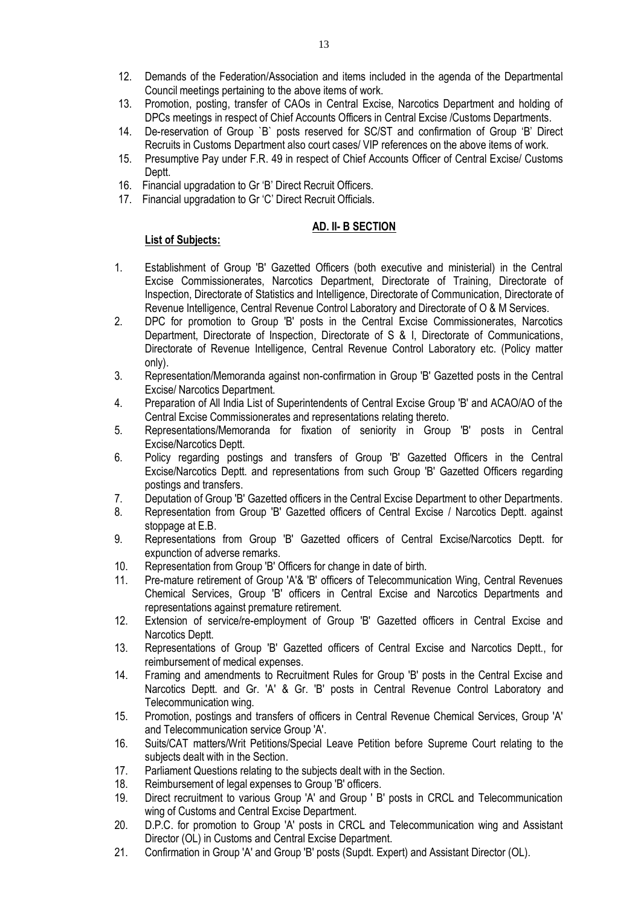12. Demands of the Federation/Association and items included in the agenda of the Departmental Council meetings pertaining to the above items of work.
13. Promotion, posting, transfer of CAOs in Central Excise, Narcotics Department and holding of DPCs meetings in respect of Chief Accounts Officers in Central Excise /Customs Departments.
14. De-reservation of Group `B` posts reserved for SC/ST and confirmation of Group 'B' Direct Recruits in Customs Department also court cases/ VIP references on the above items of work.
15. Presumptive Pay under F.R. 49 in respect of Chief Accounts Officer of Central Excise/ Customs Deptt.
16. Financial upgradation to Gr 'B' Direct Recruit Officers.
17. Financial upgradation to Gr 'C' Direct Recruit Officials.

## AD. II- B SECTION

**List of Subjects:**

1. Establishment of Group 'B' Gazetted Officers (both executive and ministerial) in the Central Excise Commissionerates, Narcotics Department, Directorate of Training, Directorate of Inspection, Directorate of Statistics and Intelligence, Directorate of Communication, Directorate of Revenue Intelligence, Central Revenue Control Laboratory and Directorate of O & M Services.
2. DPC for promotion to Group 'B' posts in the Central Excise Commissionerates, Narcotics Department, Directorate of Inspection, Directorate of S & I, Directorate of Communications, Directorate of Revenue Intelligence, Central Revenue Control Laboratory etc. (Policy matter only).
3. Representation/Memoranda against non-confirmation in Group 'B' Gazetted posts in the Central Excise/ Narcotics Department.
4. Preparation of All India List of Superintendents of Central Excise Group 'B' and ACAO/AO of the Central Excise Commissionerates and representations relating thereto.
5. Representations/Memoranda for fixation of seniority in Group 'B' posts in Central Excise/Narcotics Deptt.
6. Policy regarding postings and transfers of Group 'B' Gazetted Officers in the Central Excise/Narcotics Deptt. and representations from such Group 'B' Gazetted Officers regarding postings and transfers.
7. Deputation of Group 'B' Gazetted officers in the Central Excise Department to other Departments.
8. Representation from Group 'B' Gazetted officers of Central Excise / Narcotics Deptt. against stoppage at E.B.
9. Representations from Group 'B' Gazetted officers of Central Excise/Narcotics Deptt. for expunction of adverse remarks.
10. Representation from Group 'B' Officers for change in date of birth.
11. Pre-mature retirement of Group 'A'& 'B' officers of Telecommunication Wing, Central Revenues Chemical Services, Group 'B' officers in Central Excise and Narcotics Departments and representations against premature retirement.
12. Extension of service/re-employment of Group 'B' Gazetted officers in Central Excise and Narcotics Deptt.
13. Representations of Group 'B' Gazetted officers of Central Excise and Narcotics Deptt., for reimbursement of medical expenses.
14. Framing and amendments to Recruitment Rules for Group 'B' posts in the Central Excise and Narcotics Deptt. and Gr. 'A' & Gr. 'B' posts in Central Revenue Control Laboratory and Telecommunication wing.
15. Promotion, postings and transfers of officers in Central Revenue Chemical Services, Group 'A' and Telecommunication service Group 'A'.
16. Suits/CAT matters/Writ Petitions/Special Leave Petition before Supreme Court relating to the subjects dealt with in the Section.
17. Parliament Questions relating to the subjects dealt with in the Section.
18. Reimbursement of legal expenses to Group 'B' officers.
19. Direct recruitment to various Group 'A' and Group ' B' posts in CRCL and Telecommunication wing of Customs and Central Excise Department.
20. D.P.C. for promotion to Group 'A' posts in CRCL and Telecommunication wing and Assistant Director (OL) in Customs and Central Excise Department.
21. Confirmation in Group 'A' and Group 'B' posts (Supdt. Expert) and Assistant Director (OL).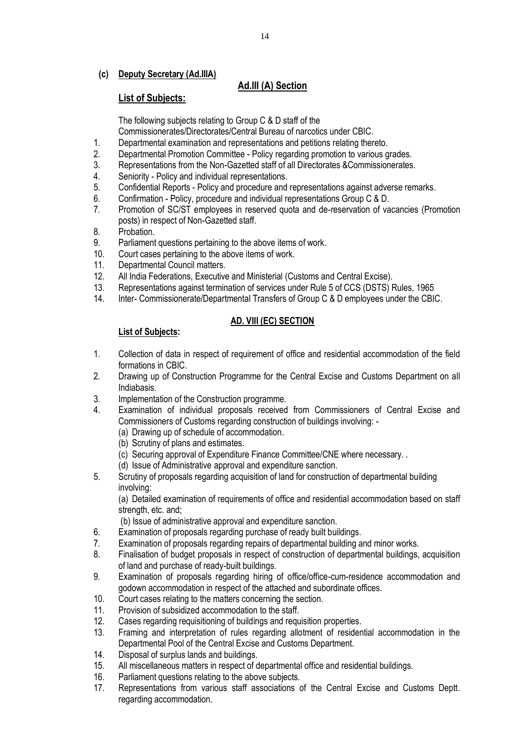**(c) Deputy Secretary (Ad.IIIA)**

## Ad.III (A) Section

**List of Subjects:**

The following subjects relating to Group C & D staff of the Commissionerates/Directorates/Central Bureau of narcotics under CBIC.

1. Departmental examination and representations and petitions relating thereto.
2. Departmental Promotion Committee - Policy regarding promotion to various grades.
3. Representations from the Non-Gazetted staff of all Directorates &Commissionerates.
4. Seniority - Policy and individual representations.
5. Confidential Reports - Policy and procedure and representations against adverse remarks.
6. Confirmation - Policy, procedure and individual representations Group C & D.
7. Promotion of SC/ST employees in reserved quota and de-reservation of vacancies (Promotion posts) in respect of Non-Gazetted staff.
8. Probation.
9. Parliament questions pertaining to the above items of work.
10. Court cases pertaining to the above items of work.
11. Departmental Council matters.
12. All India Federations, Executive and Ministerial (Customs and Central Excise).
13. Representations against termination of services under Rule 5 of CCS (DSTS) Rules, 1965
14. Inter- Commissionerate/Departmental Transfers of Group C & D employees under the CBIC.

## AD. VIII (EC) SECTION

**List of Subjects:**

1. Collection of data in respect of requirement of office and residential accommodation of the field formations in CBIC.
2. Drawing up of Construction Programme for the Central Excise and Customs Department on all Indiabasis.
3. Implementation of the Construction programme.
4. Examination of individual proposals received from Commissioners of Central Excise and Commissioners of Customs regarding construction of buildings involving: -
   (a) Drawing up of schedule of accommodation.
   (b) Scrutiny of plans and estimates.
   (c) Securing approval of Expenditure Finance Committee/CNE where necessary. .
   (d) Issue of Administrative approval and expenditure sanction.
5. Scrutiny of proposals regarding acquisition of land for construction of departmental building involving:
   (a) Detailed examination of requirements of office and residential accommodation based on staff strength, etc. and;
   (b) Issue of administrative approval and expenditure sanction.
6. Examination of proposals regarding purchase of ready built buildings.
7. Examination of proposals regarding repairs of departmental building and minor works.
8. Finalisation of budget proposals in respect of construction of departmental buildings, acquisition of land and purchase of ready-built buildings.
9. Examination of proposals regarding hiring of office/office-cum-residence accommodation and godown accommodation in respect of the attached and subordinate offices.
10. Court cases relating to the matters concerning the section.
11. Provision of subsidized accommodation to the staff.
12. Cases regarding requisitioning of buildings and requisition properties.
13. Framing and interpretation of rules regarding allotment of residential accommodation in the Departmental Pool of the Central Excise and Customs Department.
14. Disposal of surplus lands and buildings.
15. All miscellaneous matters in respect of departmental office and residential buildings.
16. Parliament questions relating to the above subjects.
17. Representations from various staff associations of the Central Excise and Customs Deptt. regarding accommodation.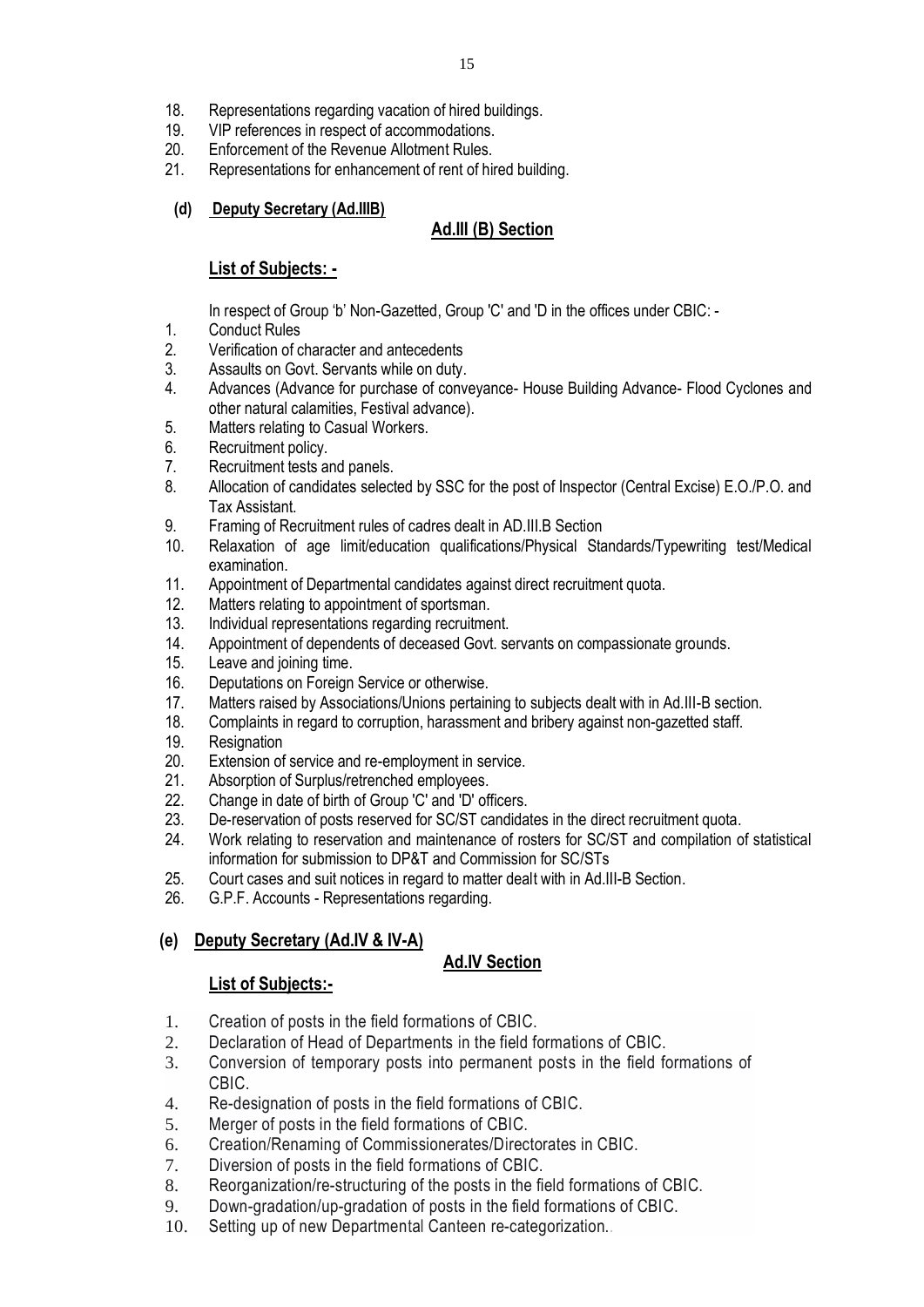18. Representations regarding vacation of hired buildings.
19. VIP references in respect of accommodations.
20. Enforcement of the Revenue Allotment Rules.
21. Representations for enhancement of rent of hired building.

**(d) Deputy Secretary (Ad.IIIB)**

**Ad.III (B) Section**

**List of Subjects: -**

In respect of Group 'b' Non-Gazetted, Group 'C' and 'D in the offices under CBIC: -

1. Conduct Rules
2. Verification of character and antecedents
3. Assaults on Govt. Servants while on duty.
4. Advances (Advance for purchase of conveyance- House Building Advance- Flood Cyclones and other natural calamities, Festival advance).
5. Matters relating to Casual Workers.
6. Recruitment policy.
7. Recruitment tests and panels.
8. Allocation of candidates selected by SSC for the post of Inspector (Central Excise) E.O./P.O. and Tax Assistant.
9. Framing of Recruitment rules of cadres dealt in AD.III.B Section
10. Relaxation of age limit/education qualifications/Physical Standards/Typewriting test/Medical examination.
11. Appointment of Departmental candidates against direct recruitment quota.
12. Matters relating to appointment of sportsman.
13. Individual representations regarding recruitment.
14. Appointment of dependents of deceased Govt. servants on compassionate grounds.
15. Leave and joining time.
16. Deputations on Foreign Service or otherwise.
17. Matters raised by Associations/Unions pertaining to subjects dealt with in Ad.III-B section.
18. Complaints in regard to corruption, harassment and bribery against non-gazetted staff.
19. Resignation
20. Extension of service and re-employment in service.
21. Absorption of Surplus/retrenched employees.
22. Change in date of birth of Group 'C' and 'D' officers.
23. De-reservation of posts reserved for SC/ST candidates in the direct recruitment quota.
24. Work relating to reservation and maintenance of rosters for SC/ST and compilation of statistical information for submission to DP&T and Commission for SC/STs
25. Court cases and suit notices in regard to matter dealt with in Ad.III-B Section.
26. G.P.F. Accounts - Representations regarding.

**(e) Deputy Secretary (Ad.IV & IV-A)**

**Ad.IV Section**

**List of Subjects:-**

1. Creation of posts in the field formations of CBIC.
2. Declaration of Head of Departments in the field formations of CBIC.
3. Conversion of temporary posts into permanent posts in the field formations of CBIC.
4. Re-designation of posts in the field formations of CBIC.
5. Merger of posts in the field formations of CBIC.
6. Creation/Renaming of Commissionerates/Directorates in CBIC.
7. Diversion of posts in the field formations of CBIC.
8. Reorganization/re-structuring of the posts in the field formations of CBIC.
9. Down-gradation/up-gradation of posts in the field formations of CBIC.
10. Setting up of new Departmental Canteen re-categorization..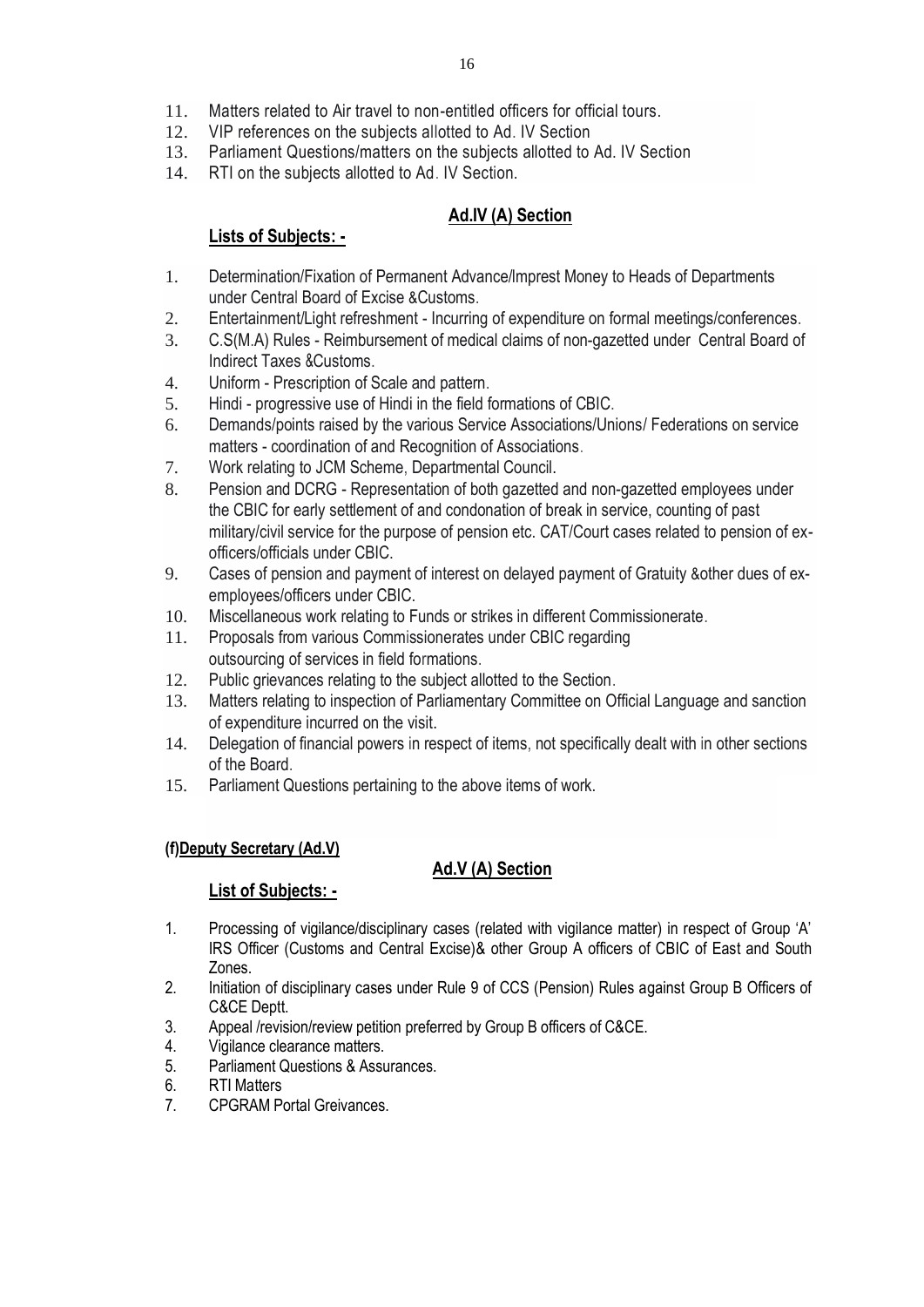11. Matters related to Air travel to non-entitled officers for official tours.
12. VIP references on the subjects allotted to Ad. IV Section
13. Parliament Questions/matters on the subjects allotted to Ad. IV Section
14. RTI on the subjects allotted to Ad. IV Section.

## Ad.IV (A) Section

**Lists of Subjects: -**

1. Determination/Fixation of Permanent Advance/Imprest Money to Heads of Departments under Central Board of Excise &Customs.
2. Entertainment/Light refreshment - Incurring of expenditure on formal meetings/conferences.
3. C.S(M.A) Rules - Reimbursement of medical claims of non-gazetted under Central Board of Indirect Taxes &Customs.
4. Uniform - Prescription of Scale and pattern.
5. Hindi - progressive use of Hindi in the field formations of CBIC.
6. Demands/points raised by the various Service Associations/Unions/ Federations on service matters - coordination of and Recognition of Associations.
7. Work relating to JCM Scheme, Departmental Council.
8. Pension and DCRG - Representation of both gazetted and non-gazetted employees under the CBIC for early settlement of and condonation of break in service, counting of past military/civil service for the purpose of pension etc. CAT/Court cases related to pension of ex-officers/officials under CBIC.
9. Cases of pension and payment of interest on delayed payment of Gratuity &other dues of ex-employees/officers under CBIC.
10. Miscellaneous work relating to Funds or strikes in different Commissionerate.
11. Proposals from various Commissionerates under CBIC regarding outsourcing of services in field formations.
12. Public grievances relating to the subject allotted to the Section.
13. Matters relating to inspection of Parliamentary Committee on Official Language and sanction of expenditure incurred on the visit.
14. Delegation of financial powers in respect of items, not specifically dealt with in other sections of the Board.
15. Parliament Questions pertaining to the above items of work.

### (f) Deputy Secretary (Ad.V)

## Ad.V (A) Section

**List of Subjects: -**

1. Processing of vigilance/disciplinary cases (related with vigilance matter) in respect of Group 'A' IRS Officer (Customs and Central Excise)& other Group A officers of CBIC of East and South Zones.
2. Initiation of disciplinary cases under Rule 9 of CCS (Pension) Rules against Group B Officers of C&CE Deptt.
3. Appeal /revision/review petition preferred by Group B officers of C&CE.
4. Vigilance clearance matters.
5. Parliament Questions & Assurances.
6. RTI Matters
7. CPGRAM Portal Greivances.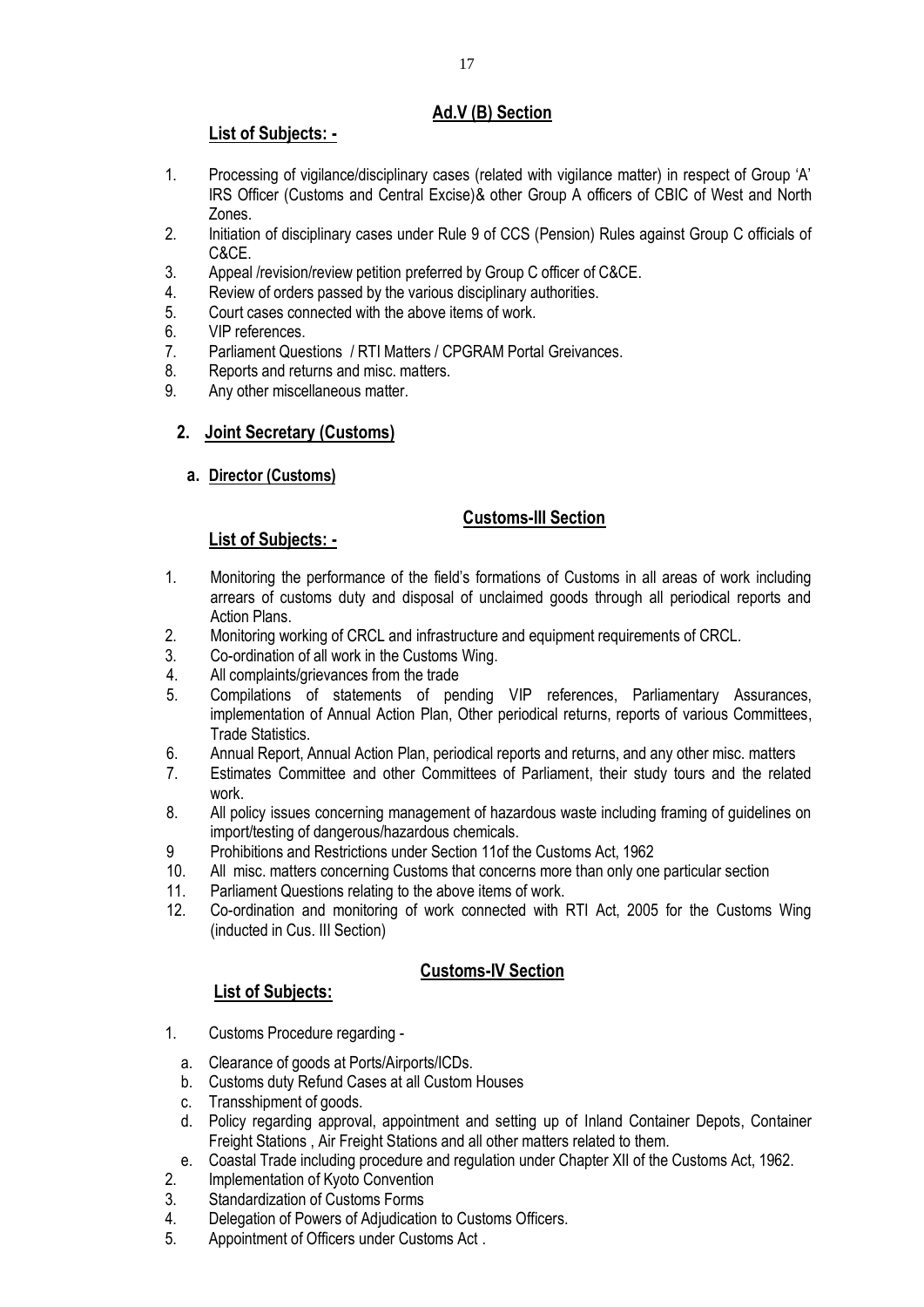## Ad.V (B) Section

**List of Subjects: -**

1. Processing of vigilance/disciplinary cases (related with vigilance matter) in respect of Group 'A' IRS Officer (Customs and Central Excise)& other Group A officers of CBIC of West and North Zones.
2. Initiation of disciplinary cases under Rule 9 of CCS (Pension) Rules against Group C officials of C&CE.
3. Appeal /revision/review petition preferred by Group C officer of C&CE.
4. Review of orders passed by the various disciplinary authorities.
5. Court cases connected with the above items of work.
6. VIP references.
7. Parliament Questions / RTI Matters / CPGRAM Portal Greivances.
8. Reports and returns and misc. matters.
9. Any other miscellaneous matter.

### 2. Joint Secretary (Customs)

#### a. Director (Customs)

## Customs-III Section

**List of Subjects: -**

1. Monitoring the performance of the field's formations of Customs in all areas of work including arrears of customs duty and disposal of unclaimed goods through all periodical reports and Action Plans.
2. Monitoring working of CRCL and infrastructure and equipment requirements of CRCL.
3. Co-ordination of all work in the Customs Wing.
4. All complaints/grievances from the trade
5. Compilations of statements of pending VIP references, Parliamentary Assurances, implementation of Annual Action Plan, Other periodical returns, reports of various Committees, Trade Statistics.
6. Annual Report, Annual Action Plan, periodical reports and returns, and any other misc. matters
7. Estimates Committee and other Committees of Parliament, their study tours and the related work.
8. All policy issues concerning management of hazardous waste including framing of guidelines on import/testing of dangerous/hazardous chemicals.
9. Prohibitions and Restrictions under Section 11of the Customs Act, 1962
10. All misc. matters concerning Customs that concerns more than only one particular section
11. Parliament Questions relating to the above items of work.
12. Co-ordination and monitoring of work connected with RTI Act, 2005 for the Customs Wing (inducted in Cus. III Section)

## Customs-IV Section

**List of Subjects:**

1. Customs Procedure regarding -
   a. Clearance of goods at Ports/Airports/ICDs.
   b. Customs duty Refund Cases at all Custom Houses
   c. Transshipment of goods.
   d. Policy regarding approval, appointment and setting up of Inland Container Depots, Container Freight Stations , Air Freight Stations and all other matters related to them.
   e. Coastal Trade including procedure and regulation under Chapter XII of the Customs Act, 1962.
2. Implementation of Kyoto Convention
3. Standardization of Customs Forms
4. Delegation of Powers of Adjudication to Customs Officers.
5. Appointment of Officers under Customs Act .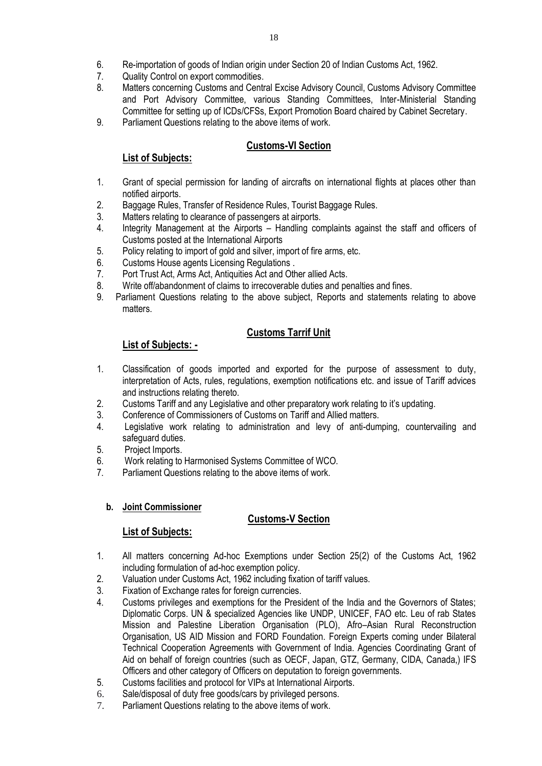6. Re-importation of goods of Indian origin under Section 20 of Indian Customs Act, 1962.
7. Quality Control on export commodities.
8. Matters concerning Customs and Central Excise Advisory Council, Customs Advisory Committee and Port Advisory Committee, various Standing Committees, Inter-Ministerial Standing Committee for setting up of ICDs/CFSs, Export Promotion Board chaired by Cabinet Secretary.
9. Parliament Questions relating to the above items of work.

## Customs-VI Section

### List of Subjects:

1. Grant of special permission for landing of aircrafts on international flights at places other than notified airports.
2. Baggage Rules, Transfer of Residence Rules, Tourist Baggage Rules.
3. Matters relating to clearance of passengers at airports.
4. Integrity Management at the Airports – Handling complaints against the staff and officers of Customs posted at the International Airports
5. Policy relating to import of gold and silver, import of fire arms, etc.
6. Customs House agents Licensing Regulations .
7. Port Trust Act, Arms Act, Antiquities Act and Other allied Acts.
8. Write off/abandonment of claims to irrecoverable duties and penalties and fines.
9. Parliament Questions relating to the above subject, Reports and statements relating to above matters.

## Customs Tarrif Unit

### List of Subjects: -

1. Classification of goods imported and exported for the purpose of assessment to duty, interpretation of Acts, rules, regulations, exemption notifications etc. and issue of Tariff advices and instructions relating thereto.
2. Customs Tariff and any Legislative and other preparatory work relating to it's updating.
3. Conference of Commissioners of Customs on Tariff and Allied matters.
4. Legislative work relating to administration and levy of anti-dumping, countervailing and safeguard duties.
5. Project Imports.
6. Work relating to Harmonised Systems Committee of WCO.
7. Parliament Questions relating to the above items of work.

**b. Joint Commissioner**

## Customs-V Section

### List of Subjects:

1. All matters concerning Ad-hoc Exemptions under Section 25(2) of the Customs Act, 1962 including formulation of ad-hoc exemption policy.
2. Valuation under Customs Act, 1962 including fixation of tariff values.
3. Fixation of Exchange rates for foreign currencies.
4. Customs privileges and exemptions for the President of the India and the Governors of States; Diplomatic Corps. UN & specialized Agencies like UNDP, UNICEF, FAO etc. Leu of rab States Mission and Palestine Liberation Organisation (PLO), Afro–Asian Rural Reconstruction Organisation, US AID Mission and FORD Foundation. Foreign Experts coming under Bilateral Technical Cooperation Agreements with Government of India. Agencies Coordinating Grant of Aid on behalf of foreign countries (such as OECF, Japan, GTZ, Germany, CIDA, Canada,) IFS Officers and other category of Officers on deputation to foreign governments.
5. Customs facilities and protocol for VIPs at International Airports.
6. Sale/disposal of duty free goods/cars by privileged persons.
7. Parliament Questions relating to the above items of work.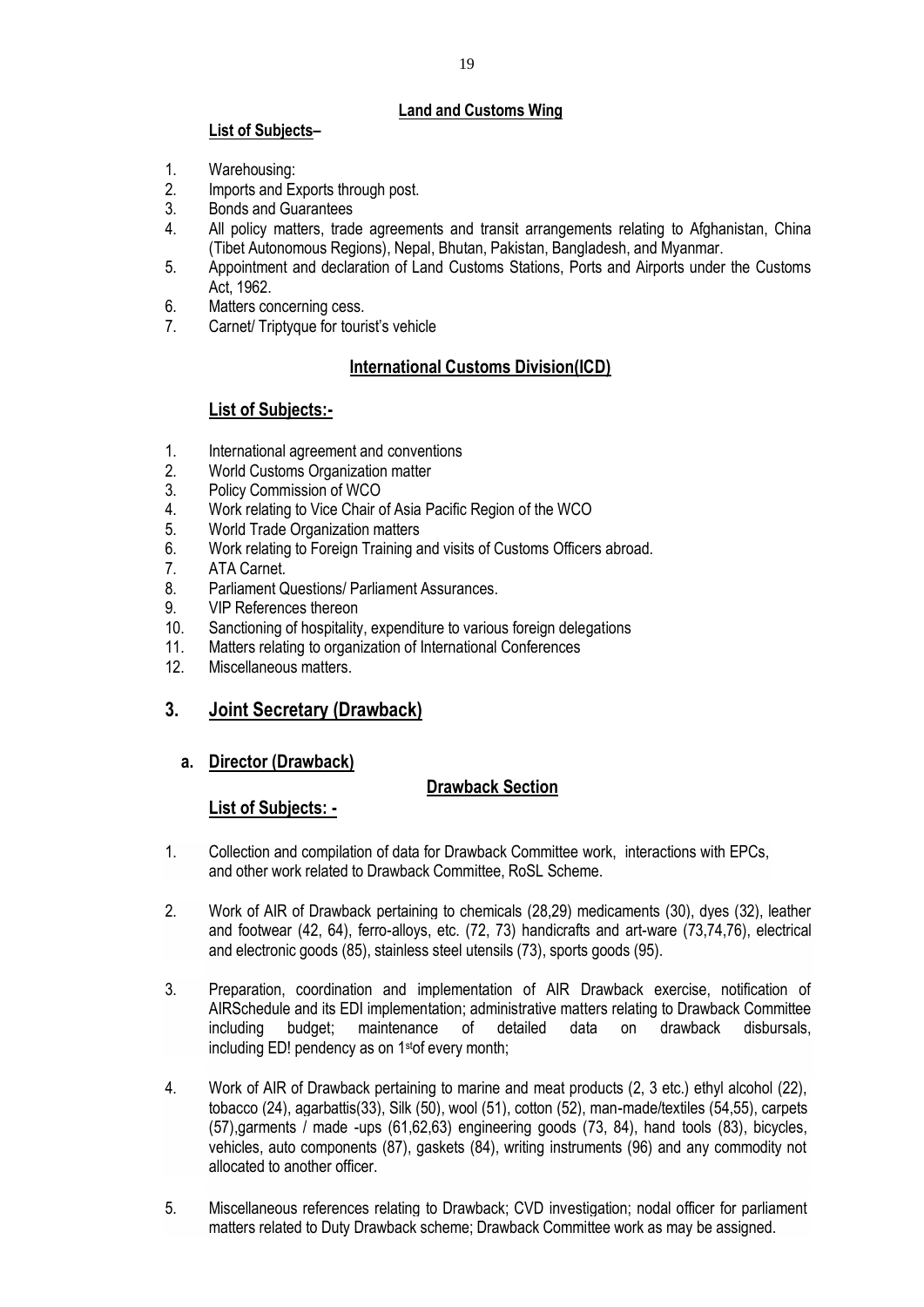### **Land and Customs Wing**

**List of Subjects–**

1. Warehousing:
2. Imports and Exports through post.
3. Bonds and Guarantees
4. All policy matters, trade agreements and transit arrangements relating to Afghanistan, China (Tibet Autonomous Regions), Nepal, Bhutan, Pakistan, Bangladesh, and Myanmar.
5. Appointment and declaration of Land Customs Stations, Ports and Airports under the Customs Act, 1962.
6. Matters concerning cess.
7. Carnet/ Triptyque for tourist's vehicle

### **International Customs Division(ICD)**

**List of Subjects:-**

1. International agreement and conventions
2. World Customs Organization matter
3. Policy Commission of WCO
4. Work relating to Vice Chair of Asia Pacific Region of the WCO
5. World Trade Organization matters
6. Work relating to Foreign Training and visits of Customs Officers abroad.
7. ATA Carnet.
8. Parliament Questions/ Parliament Assurances.
9. VIP References thereon
10. Sanctioning of hospitality, expenditure to various foreign delegations
11. Matters relating to organization of International Conferences
12. Miscellaneous matters.

## **3. Joint Secretary (Drawback)**

### **a. Director (Drawback)**

### **Drawback Section**

**List of Subjects: -**

1. Collection and compilation of data for Drawback Committee work, interactions with EPCs, and other work related to Drawback Committee, RoSL Scheme.

2. Work of AIR of Drawback pertaining to chemicals (28,29) medicaments (30), dyes (32), leather and footwear (42, 64), ferro-alloys, etc. (72, 73) handicrafts and art-ware (73,74,76), electrical and electronic goods (85), stainless steel utensils (73), sports goods (95).

3. Preparation, coordination and implementation of AIR Drawback exercise, notification of AIRSchedule and its EDI implementation; administrative matters relating to Drawback Committee including budget; maintenance of detailed data on drawback disbursals, including ED! pendency as on 1st of every month;

4. Work of AIR of Drawback pertaining to marine and meat products (2, 3 etc.) ethyl alcohol (22), tobacco (24), agarbattis(33), Silk (50), wool (51), cotton (52), man-made/textiles (54,55), carpets (57),garments / made -ups (61,62,63) engineering goods (73, 84), hand tools (83), bicycles, vehicles, auto components (87), gaskets (84), writing instruments (96) and any commodity not allocated to another officer.

5. Miscellaneous references relating to Drawback; CVD investigation; nodal officer for parliament matters related to Duty Drawback scheme; Drawback Committee work as may be assigned.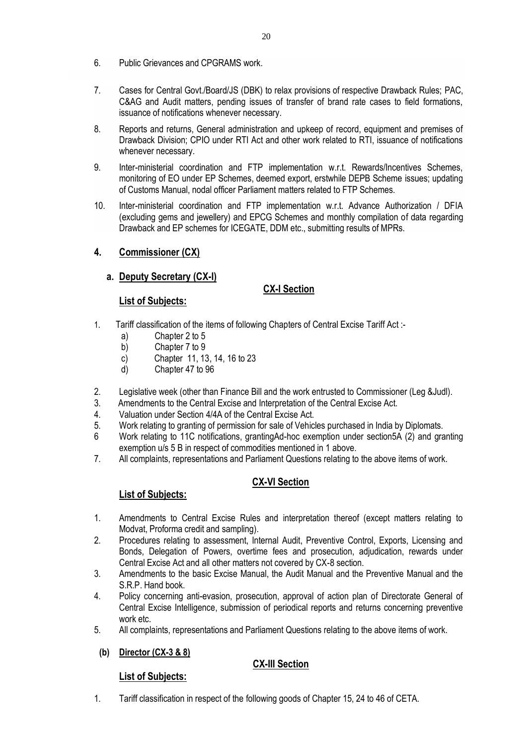6. Public Grievances and CPGRAMS work.

7. Cases for Central Govt./Board/JS (DBK) to relax provisions of respective Drawback Rules; PAC, C&AG and Audit matters, pending issues of transfer of brand rate cases to field formations, issuance of notifications whenever necessary.

8. Reports and returns, General administration and upkeep of record, equipment and premises of Drawback Division; CPIO under RTI Act and other work related to RTI, issuance of notifications whenever necessary.

9. Inter-ministerial coordination and FTP implementation w.r.t. Rewards/Incentives Schemes, monitoring of EO under EP Schemes, deemed export, erstwhile DEPB Scheme issues; updating of Customs Manual, nodal officer Parliament matters related to FTP Schemes.

10. Inter-ministerial coordination and FTP implementation w.r.t. Advance Authorization / DFIA (excluding gems and jewellery) and EPCG Schemes and monthly compilation of data regarding Drawback and EP schemes for ICEGATE, DDM etc., submitting results of MPRs.

## 4. <u>Commissioner (CX)</u>

### a. <u>Deputy Secretary (CX-I)</u>

#### <u>CX-I Section</u>

**<u>List of Subjects:</u>**

1. Tariff classification of the items of following Chapters of Central Excise Tariff Act :-
   a) Chapter 2 to 5
   b) Chapter 7 to 9
   c) Chapter 11, 13, 14, 16 to 23
   d) Chapter 47 to 96

2. Legislative week (other than Finance Bill and the work entrusted to Commissioner (Leg &Judl).
3. Amendments to the Central Excise and Interpretation of the Central Excise Act.
4. Valuation under Section 4/4A of the Central Excise Act.
5. Work relating to granting of permission for sale of Vehicles purchased in India by Diplomats.
6 Work relating to 11C notifications, grantingAd-hoc exemption under section5A (2) and granting exemption u/s 5 B in respect of commodities mentioned in 1 above.
7. All complaints, representations and Parliament Questions relating to the above items of work.

#### <u>CX-VI Section</u>

**<u>List of Subjects:</u>**

1. Amendments to Central Excise Rules and interpretation thereof (except matters relating to Modvat, Proforma credit and sampling).
2. Procedures relating to assessment, Internal Audit, Preventive Control, Exports, Licensing and Bonds, Delegation of Powers, overtime fees and prosecution, adjudication, rewards under Central Excise Act and all other matters not covered by CX-8 section.
3. Amendments to the basic Excise Manual, the Audit Manual and the Preventive Manual and the S.R.P. Hand book.
4. Policy concerning anti-evasion, prosecution, approval of action plan of Directorate General of Central Excise Intelligence, submission of periodical reports and returns concerning preventive work etc.
5. All complaints, representations and Parliament Questions relating to the above items of work.

### (b) <u>Director (CX-3 & 8)</u>

#### <u>CX-III Section</u>

**<u>List of Subjects:</u>**

1. Tariff classification in respect of the following goods of Chapter 15, 24 to 46 of CETA.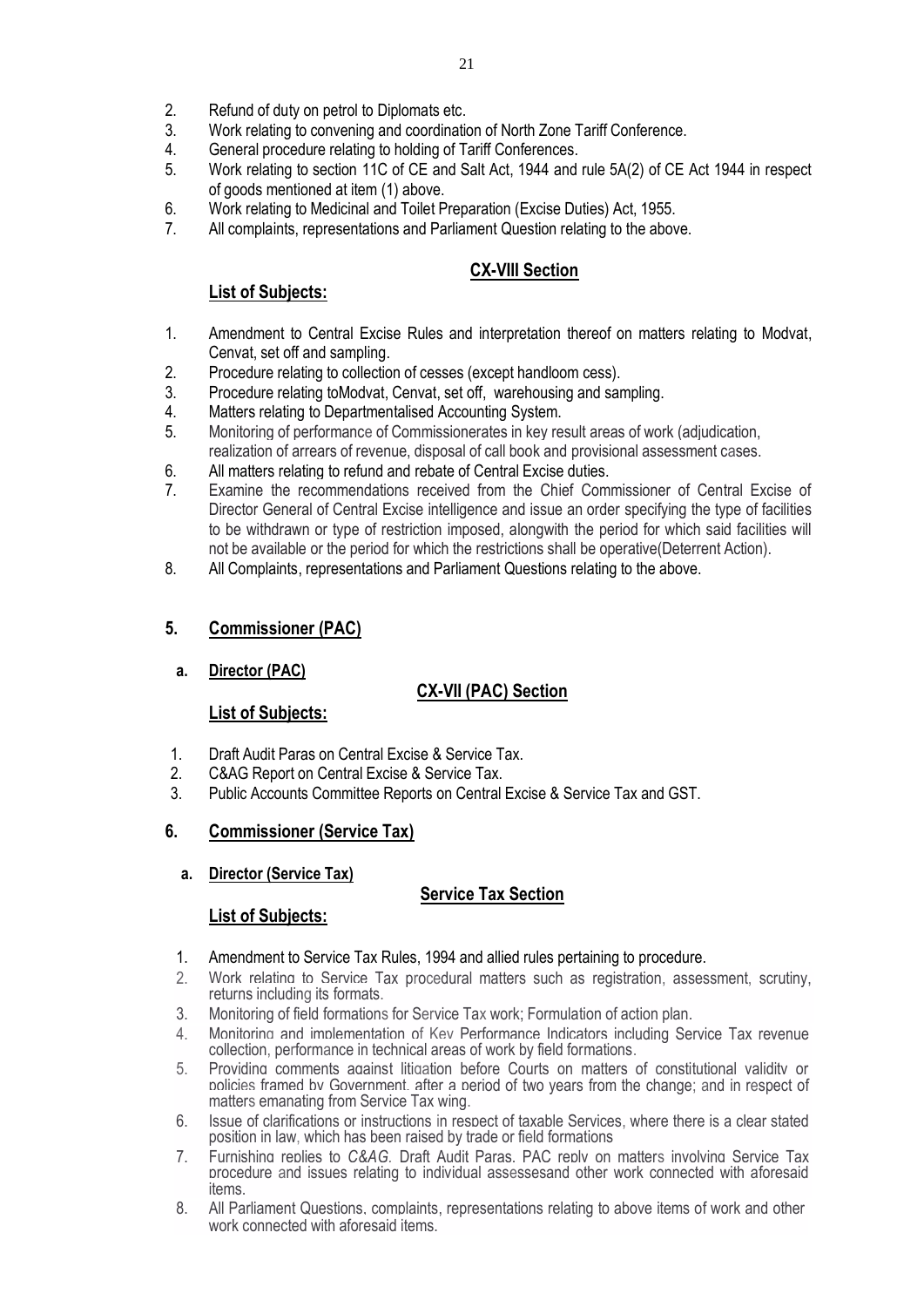2. Refund of duty on petrol to Diplomats etc.
3. Work relating to convening and coordination of North Zone Tariff Conference.
4. General procedure relating to holding of Tariff Conferences.
5. Work relating to section 11C of CE and Salt Act, 1944 and rule 5A(2) of CE Act 1944 in respect of goods mentioned at item (1) above.
6. Work relating to Medicinal and Toilet Preparation (Excise Duties) Act, 1955.
7. All complaints, representations and Parliament Question relating to the above.

**CX-VIII Section**

**List of Subjects:**

1. Amendment to Central Excise Rules and interpretation thereof on matters relating to Modvat, Cenvat, set off and sampling.
2. Procedure relating to collection of cesses (except handloom cess).
3. Procedure relating toModvat, Cenvat, set off, warehousing and sampling.
4. Matters relating to Departmentalised Accounting System.
5. Monitoring of performance of Commissionerates in key result areas of work (adjudication, realization of arrears of revenue, disposal of call book and provisional assessment cases.
6. All matters relating to refund and rebate of Central Excise duties.
7. Examine the recommendations received from the Chief Commissioner of Central Excise of Director General of Central Excise intelligence and issue an order specifying the type of facilities to be withdrawn or type of restriction imposed, alongwith the period for which said facilities will not be available or the period for which the restrictions shall be operative(Deterrent Action).
8. All Complaints, representations and Parliament Questions relating to the above.

## 5. Commissioner (PAC)

### a. Director (PAC)

**CX-VII (PAC) Section**

**List of Subjects:**

1. Draft Audit Paras on Central Excise & Service Tax.
2. C&AG Report on Central Excise & Service Tax.
3. Public Accounts Committee Reports on Central Excise & Service Tax and GST.

## 6. Commissioner (Service Tax)

### a. Director (Service Tax)

**Service Tax Section**

**List of Subjects:**

1. Amendment to Service Tax Rules, 1994 and allied rules pertaining to procedure.
2. Work relating to Service Tax procedural matters such as registration, assessment, scrutiny, returns including its formats.
3. Monitoring of field formations for Service Tax work; Formulation of action plan.
4. Monitoring and implementation of Key Performance Indicators including Service Tax revenue collection, performance in technical areas of work by field formations.
5. Providing comments against litigation before Courts on matters of constitutional validity or policies framed by Government, after a period of two years from the change; and in respect of matters emanating from Service Tax wing.
6. Issue of clarifications or instructions in respect of taxable Services, where there is a clear stated position in law, which has been raised by trade or field formations
7. Furnishing replies to *C&AG*, Draft Audit Paras, PAC reply on matters involving Service Tax procedure and issues relating to individual assessesand other work connected with aforesaid items.
8. All Parliament Questions, complaints, representations relating to above items of work and other work connected with aforesaid items.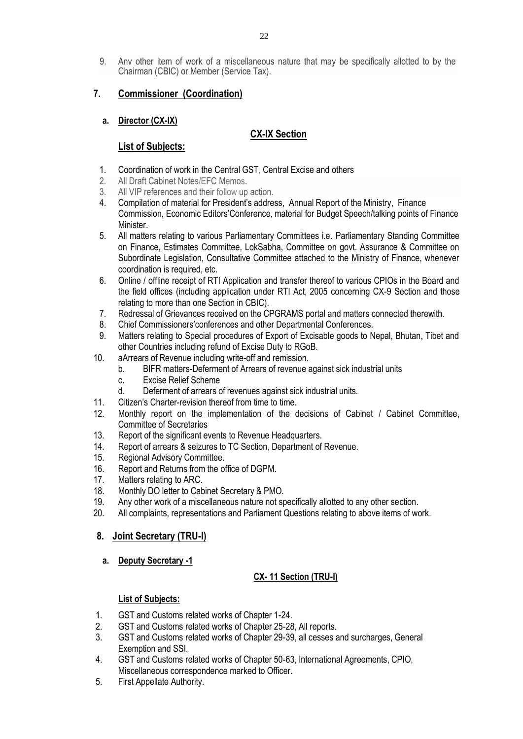9. Any other item of work of a miscellaneous nature that may be specifically allotted to by the Chairman (CBIC) or Member (Service Tax).

## 7. Commissioner (Coordination)

### a. Director (CX-IX)

**CX-IX Section**

**List of Subjects:**

1. Coordination of work in the Central GST, Central Excise and others
2. All Draft Cabinet Notes/EFC Memos.
3. All VIP references and their follow up action.
4. Compilation of material for President's address, Annual Report of the Ministry, Finance Commission, Economic Editors'Conference, material for Budget Speech/talking points of Finance Minister.
5. All matters relating to various Parliamentary Committees i.e. Parliamentary Standing Committee on Finance, Estimates Committee, LokSabha, Committee on govt. Assurance & Committee on Subordinate Legislation, Consultative Committee attached to the Ministry of Finance, whenever coordination is required, etc.
6. Online / offline receipt of RTI Application and transfer thereof to various CPIOs in the Board and the field offices (including application under RTI Act, 2005 concerning CX-9 Section and those relating to more than one Section in CBIC).
7. Redressal of Grievances received on the CPGRAMS portal and matters connected therewith.
8. Chief Commissioners'conferences and other Departmental Conferences.
9. Matters relating to Special procedures of Export of Excisable goods to Nepal, Bhutan, Tibet and other Countries including refund of Excise Duty to RGoB.
10. aArrears of Revenue including write-off and remission.
    b. BIFR matters-Deferment of Arrears of revenue against sick industrial units
    c. Excise Relief Scheme
    d. Deferment of arrears of revenues against sick industrial units.
11. Citizen's Charter-revision thereof from time to time.
12. Monthly report on the implementation of the decisions of Cabinet / Cabinet Committee, Committee of Secretaries
13. Report of the significant events to Revenue Headquarters.
14. Report of arrears & seizures to TC Section, Department of Revenue.
15. Regional Advisory Committee.
16. Report and Returns from the office of DGPM.
17. Matters relating to ARC.
18. Monthly DO letter to Cabinet Secretary & PMO.
19. Any other work of a miscellaneous nature not specifically allotted to any other section.
20. All complaints, representations and Parliament Questions relating to above items of work.

## 8. Joint Secretary (TRU-I)

### a. Deputy Secretary -1

**CX- 11 Section (TRU-I)**

**List of Subjects:**

1. GST and Customs related works of Chapter 1-24.
2. GST and Customs related works of Chapter 25-28, All reports.
3. GST and Customs related works of Chapter 29-39, all cesses and surcharges, General Exemption and SSI.
4. GST and Customs related works of Chapter 50-63, International Agreements, CPIO, Miscellaneous correspondence marked to Officer.
5. First Appellate Authority.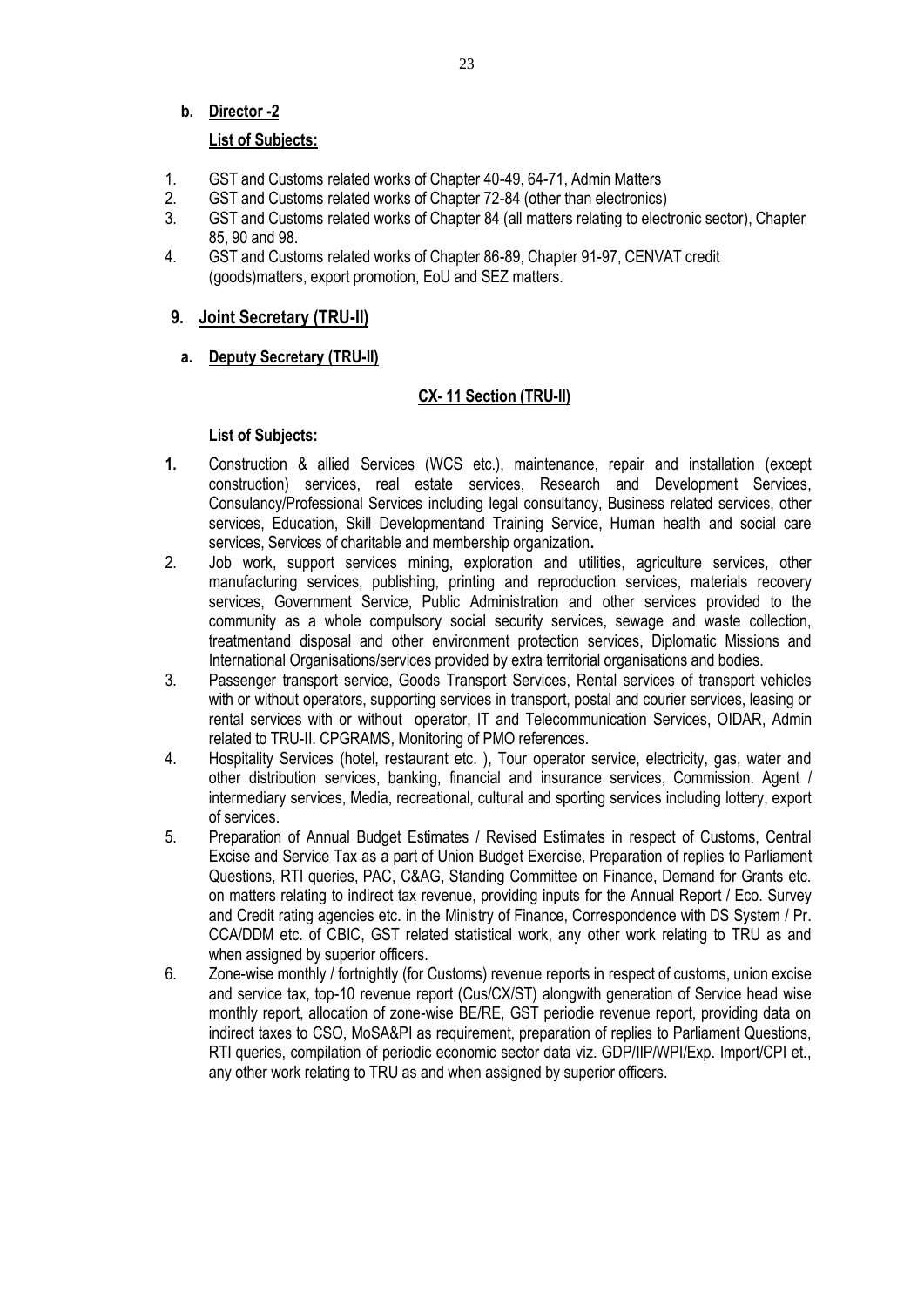**b. Director -2**

**List of Subjects:**

1. GST and Customs related works of Chapter 40-49, 64-71, Admin Matters
2. GST and Customs related works of Chapter 72-84 (other than electronics)
3. GST and Customs related works of Chapter 84 (all matters relating to electronic sector), Chapter 85, 90 and 98.
4. GST and Customs related works of Chapter 86-89, Chapter 91-97, CENVAT credit (goods)matters, export promotion, EoU and SEZ matters.

## 9. Joint Secretary (TRU-II)

### a. Deputy Secretary (TRU-II)

**CX- 11 Section (TRU-II)**

**List of Subjects:**

1. Construction & allied Services (WCS etc.), maintenance, repair and installation (except construction) services, real estate services, Research and Development Services, Consulancy/Professional Services including legal consultancy, Business related services, other services, Education, Skill Developmentand Training Service, Human health and social care services, Services of charitable and membership organization.
2. Job work, support services mining, exploration and utilities, agriculture services, other manufacturing services, publishing, printing and reproduction services, materials recovery services, Government Service, Public Administration and other services provided to the community as a whole compulsory social security services, sewage and waste collection, treatmentand disposal and other environment protection services, Diplomatic Missions and International Organisations/services provided by extra territorial organisations and bodies.
3. Passenger transport service, Goods Transport Services, Rental services of transport vehicles with or without operators, supporting services in transport, postal and courier services, leasing or rental services with or without operator, IT and Telecommunication Services, OIDAR, Admin related to TRU-II. CPGRAMS, Monitoring of PMO references.
4. Hospitality Services (hotel, restaurant etc. ), Tour operator service, electricity, gas, water and other distribution services, banking, financial and insurance services, Commission. Agent / intermediary services, Media, recreational, cultural and sporting services including lottery, export of services.
5. Preparation of Annual Budget Estimates / Revised Estimates in respect of Customs, Central Excise and Service Tax as a part of Union Budget Exercise, Preparation of replies to Parliament Questions, RTI queries, PAC, C&AG, Standing Committee on Finance, Demand for Grants etc. on matters relating to indirect tax revenue, providing inputs for the Annual Report / Eco. Survey and Credit rating agencies etc. in the Ministry of Finance, Correspondence with DS System / Pr. CCA/DDM etc. of CBIC, GST related statistical work, any other work relating to TRU as and when assigned by superior officers.
6. Zone-wise monthly / fortnightly (for Customs) revenue reports in respect of customs, union excise and service tax, top-10 revenue report (Cus/CX/ST) alongwith generation of Service head wise monthly report, allocation of zone-wise BE/RE, GST periodie revenue report, providing data on indirect taxes to CSO, MoSA&PI as requirement, preparation of replies to Parliament Questions, RTI queries, compilation of periodic economic sector data viz. GDP/IIP/WPI/Exp. Import/CPI et., any other work relating to TRU as and when assigned by superior officers.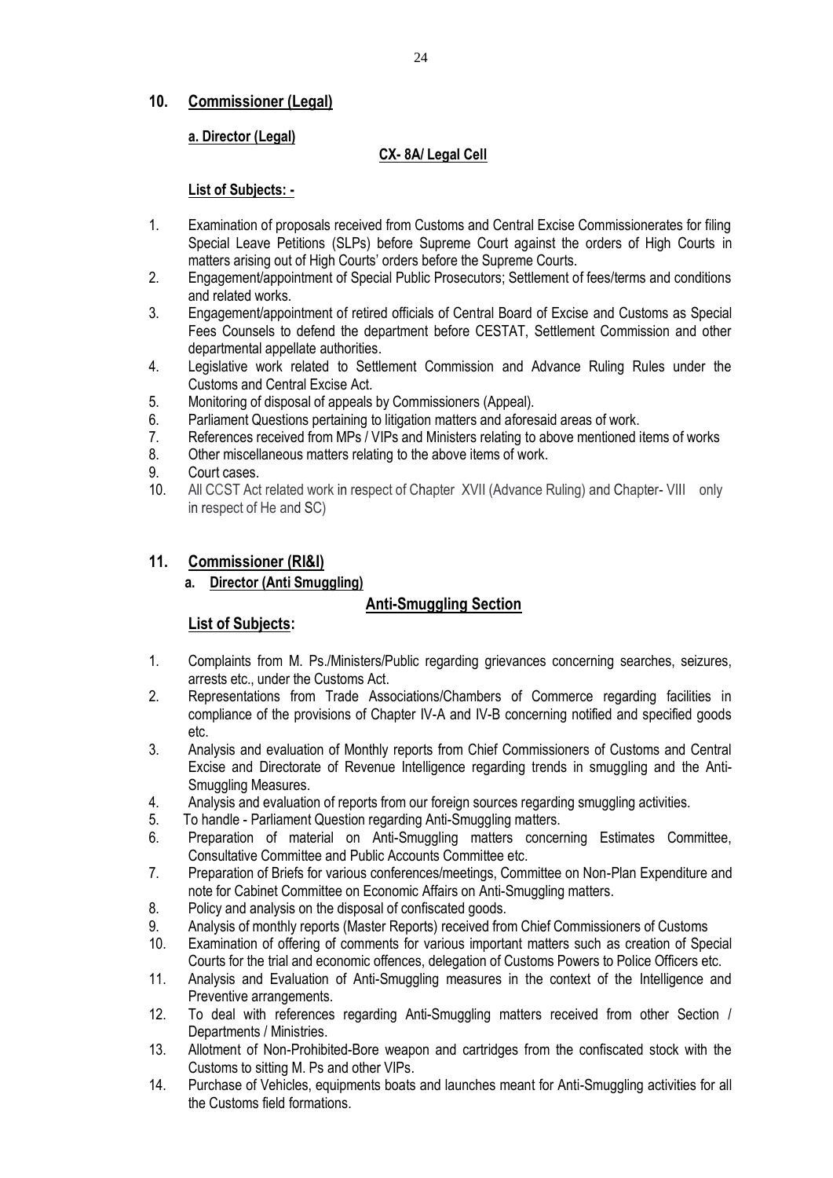## 10. Commissioner (Legal)

### a. Director (Legal)

**CX- 8A/ Legal Cell**

**List of Subjects: -**

1. Examination of proposals received from Customs and Central Excise Commissionerates for filing Special Leave Petitions (SLPs) before Supreme Court against the orders of High Courts in matters arising out of High Courts' orders before the Supreme Courts.
2. Engagement/appointment of Special Public Prosecutors; Settlement of fees/terms and conditions and related works.
3. Engagement/appointment of retired officials of Central Board of Excise and Customs as Special Fees Counsels to defend the department before CESTAT, Settlement Commission and other departmental appellate authorities.
4. Legislative work related to Settlement Commission and Advance Ruling Rules under the Customs and Central Excise Act.
5. Monitoring of disposal of appeals by Commissioners (Appeal).
6. Parliament Questions pertaining to litigation matters and aforesaid areas of work.
7. References received from MPs / VIPs and Ministers relating to above mentioned items of works
8. Other miscellaneous matters relating to the above items of work.
9. Court cases.
10. All CCST Act related work in respect of Chapter XVII (Advance Ruling) and Chapter- VIII only in respect of He and SC)

## 11. Commissioner (RI&I)

### a. Director (Anti Smuggling)

**Anti-Smuggling Section**

**List of Subjects:**

1. Complaints from M. Ps./Ministers/Public regarding grievances concerning searches, seizures, arrests etc., under the Customs Act.
2. Representations from Trade Associations/Chambers of Commerce regarding facilities in compliance of the provisions of Chapter IV-A and IV-B concerning notified and specified goods etc.
3. Analysis and evaluation of Monthly reports from Chief Commissioners of Customs and Central Excise and Directorate of Revenue Intelligence regarding trends in smuggling and the Anti-Smuggling Measures.
4. Analysis and evaluation of reports from our foreign sources regarding smuggling activities.
5. To handle - Parliament Question regarding Anti-Smuggling matters.
6. Preparation of material on Anti-Smuggling matters concerning Estimates Committee, Consultative Committee and Public Accounts Committee etc.
7. Preparation of Briefs for various conferences/meetings, Committee on Non-Plan Expenditure and note for Cabinet Committee on Economic Affairs on Anti-Smuggling matters.
8. Policy and analysis on the disposal of confiscated goods.
9. Analysis of monthly reports (Master Reports) received from Chief Commissioners of Customs
10. Examination of offering of comments for various important matters such as creation of Special Courts for the trial and economic offences, delegation of Customs Powers to Police Officers etc.
11. Analysis and Evaluation of Anti-Smuggling measures in the context of the Intelligence and Preventive arrangements.
12. To deal with references regarding Anti-Smuggling matters received from other Section / Departments / Ministries.
13. Allotment of Non-Prohibited-Bore weapon and cartridges from the confiscated stock with the Customs to sitting M. Ps and other VIPs.
14. Purchase of Vehicles, equipments boats and launches meant for Anti-Smuggling activities for all the Customs field formations.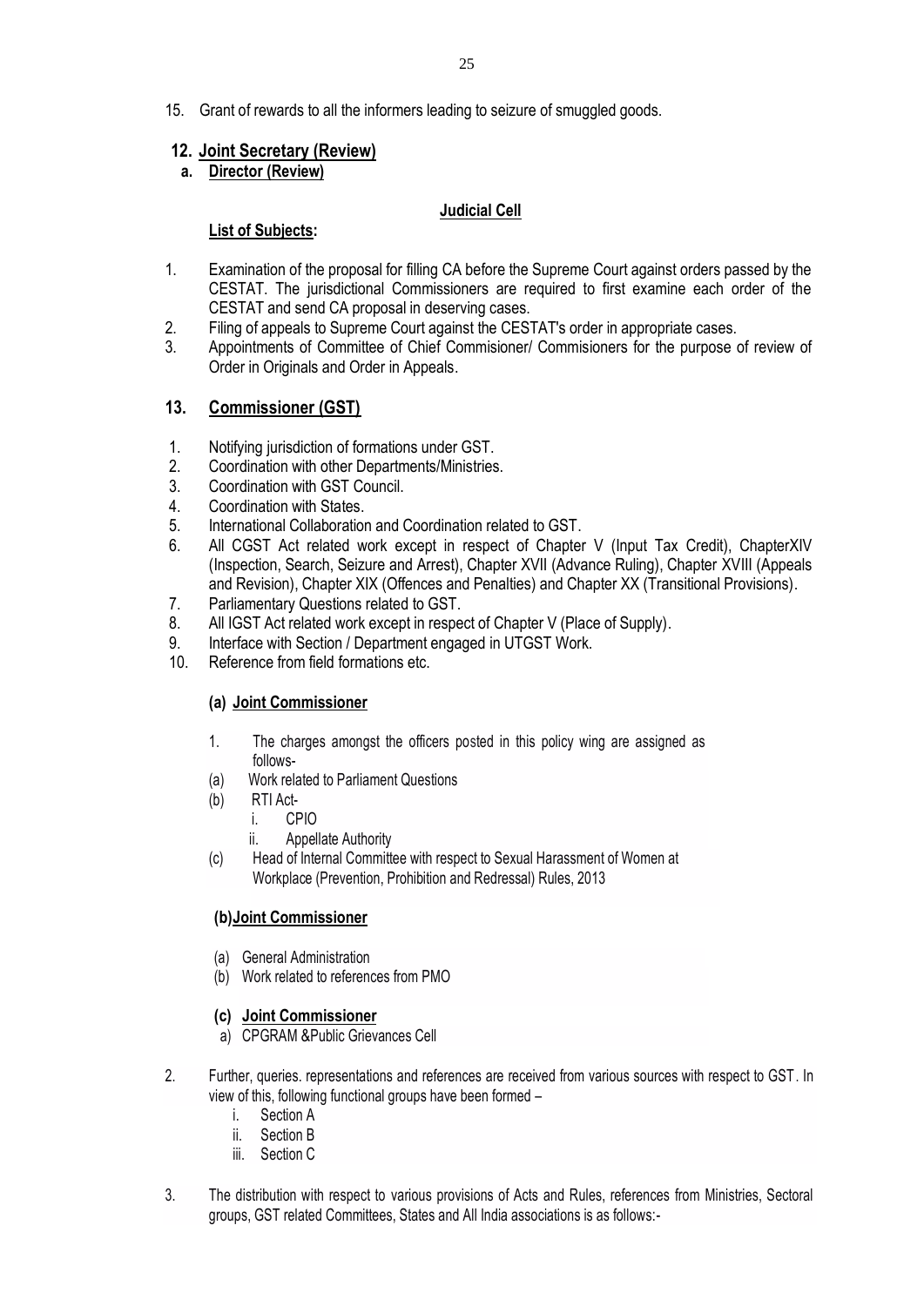15. Grant of rewards to all the informers leading to seizure of smuggled goods.

## 12. Joint Secretary (Review)

### a. Director (Review)

**Judicial Cell**

**List of Subjects:**

1. Examination of the proposal for filling CA before the Supreme Court against orders passed by the CESTAT. The jurisdictional Commissioners are required to first examine each order of the CESTAT and send CA proposal in deserving cases.
2. Filing of appeals to Supreme Court against the CESTAT's order in appropriate cases.
3. Appointments of Committee of Chief Commisioner/ Commisioners for the purpose of review of Order in Originals and Order in Appeals.

## 13. Commissioner (GST)

1. Notifying jurisdiction of formations under GST.
2. Coordination with other Departments/Ministries.
3. Coordination with GST Council.
4. Coordination with States.
5. International Collaboration and Coordination related to GST.
6. All CGST Act related work except in respect of Chapter V (Input Tax Credit), ChapterXIV (Inspection, Search, Seizure and Arrest), Chapter XVII (Advance Ruling), Chapter XVIII (Appeals and Revision), Chapter XIX (Offences and Penalties) and Chapter XX (Transitional Provisions).
7. Parliamentary Questions related to GST.
8. All IGST Act related work except in respect of Chapter V (Place of Supply).
9. Interface with Section / Department engaged in UTGST Work.
10. Reference from field formations etc.

### (a) Joint Commissioner

1. The charges amongst the officers posted in this policy wing are assigned as follows-

(a) Work related to Parliament Questions

(b) RTI Act-
   - i. CPIO
   - ii. Appellate Authority

(c) Head of Internal Committee with respect to Sexual Harassment of Women at Workplace (Prevention, Prohibition and Redressal) Rules, 2013

### (b)Joint Commissioner

(a) General Administration

(b) Work related to references from PMO

### (c) Joint Commissioner

a) CPGRAM &Public Grievances Cell

2. Further, queries. representations and references are received from various sources with respect to GST. In view of this, following functional groups have been formed –
   - i. Section A
   - ii. Section B
   - iii. Section C

3. The distribution with respect to various provisions of Acts and Rules, references from Ministries, Sectoral groups, GST related Committees, States and All India associations is as follows:-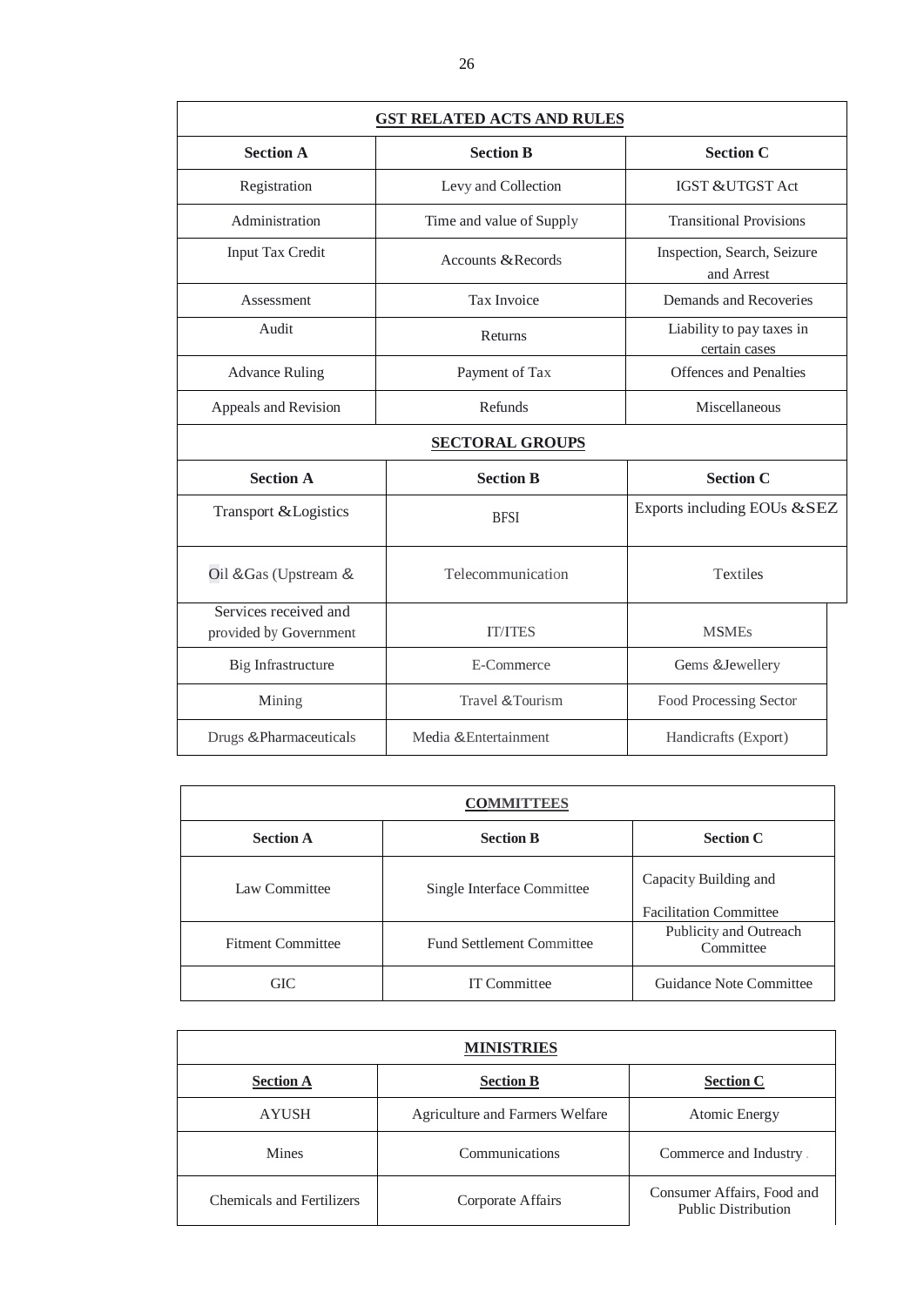| GST RELATED ACTS AND RULES | | |
|---|---|---|
| **Section A** | **Section B** | **Section C** |
| Registration | Levy and Collection | IGST &UTGST Act |
| Administration | Time and value of Supply | Transitional Provisions |
| Input Tax Credit | Accounts &Records | Inspection, Search, Seizure and Arrest |
| Assessment | Tax Invoice | Demands and Recoveries |
| Audit | Returns | Liability to pay taxes in certain cases |
| Advance Ruling | Payment of Tax | Offences and Penalties |
| Appeals and Revision | Refunds | Miscellaneous |

| SECTORAL GROUPS | | |
|---|---|---|
| **Section A** | **Section B** | **Section C** |
| Transport &Logistics | BFSI | Exports including EOUs &SEZ |
| Oil &Gas (Upstream & | Telecommunication | Textiles |
| Services received and provided by Government | IT/ITES | MSMEs |
| Big Infrastructure | E-Commerce | Gems &Jewellery |
| Mining | Travel &Tourism | Food Processing Sector |
| Drugs &Pharmaceuticals | Media &Entertainment | Handicrafts (Export) |

| COMMITTEES | | |
|---|---|---|
| **Section A** | **Section B** | **Section C** |
| Law Committee | Single Interface Committee | Capacity Building and Facilitation Committee |
| Fitment Committee | Fund Settlement Committee | Publicity and Outreach Committee |
| GIC | IT Committee | Guidance Note Committee |

| MINISTRIES | | |
|---|---|---|
| **Section A** | **Section B** | **Section C** |
| AYUSH | Agriculture and Farmers Welfare | Atomic Energy |
| Mines | Communications | Commerce and Industry |
| Chemicals and Fertilizers | Corporate Affairs | Consumer Affairs, Food and Public Distribution |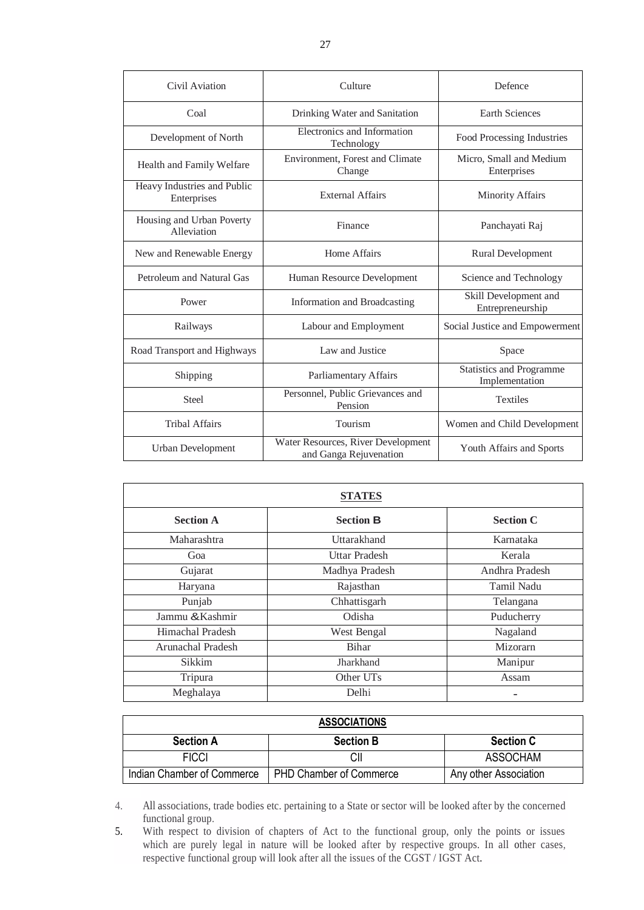| Civil Aviation | Culture | Defence |
|---|---|---|
| Coal | Drinking Water and Sanitation | Earth Sciences |
| Development of North | Electronics and Information Technology | Food Processing Industries |
| Health and Family Welfare | Environment, Forest and Climate Change | Micro, Small and Medium Enterprises |
| Heavy Industries and Public Enterprises | External Affairs | Minority Affairs |
| Housing and Urban Poverty Alleviation | Finance | Panchayati Raj |
| New and Renewable Energy | Home Affairs | Rural Development |
| Petroleum and Natural Gas | Human Resource Development | Science and Technology |
| Power | Information and Broadcasting | Skill Development and Entrepreneurship |
| Railways | Labour and Employment | Social Justice and Empowerment |
| Road Transport and Highways | Law and Justice | Space |
| Shipping | Parliamentary Affairs | Statistics and Programme Implementation |
| Steel | Personnel, Public Grievances and Pension | Textiles |
| Tribal Affairs | Tourism | Women and Child Development |
| Urban Development | Water Resources, River Development and Ganga Rejuvenation | Youth Affairs and Sports |

| **STATES** | | |
|---|---|---|
| **Section A** | **Section B** | **Section C** |
| Maharashtra | Uttarakhand | Karnataka |
| Goa | Uttar Pradesh | Kerala |
| Gujarat | Madhya Pradesh | Andhra Pradesh |
| Haryana | Rajasthan | Tamil Nadu |
| Punjab | Chhattisgarh | Telangana |
| Jammu &Kashmir | Odisha | Puducherry |
| Himachal Pradesh | West Bengal | Nagaland |
| Arunachal Pradesh | Bihar | Mizorarn |
| Sikkim | Jharkhand | Manipur |
| Tripura | Other UTs | Assam |
| Meghalaya | Delhi | - |

| **ASSOCIATIONS** | | |
|---|---|---|
| **Section A** | **Section B** | **Section C** |
| FICCI | CII | ASSOCHAM |
| Indian Chamber of Commerce | PHD Chamber of Commerce | Any other Association |

4. All associations, trade bodies etc. pertaining to a State or sector will be looked after by the concerned functional group.
5. With respect to division of chapters of Act to the functional group, only the points or issues which are purely legal in nature will be looked after by respective groups. In all other cases, respective functional group will look after all the issues of the CGST / IGST Act.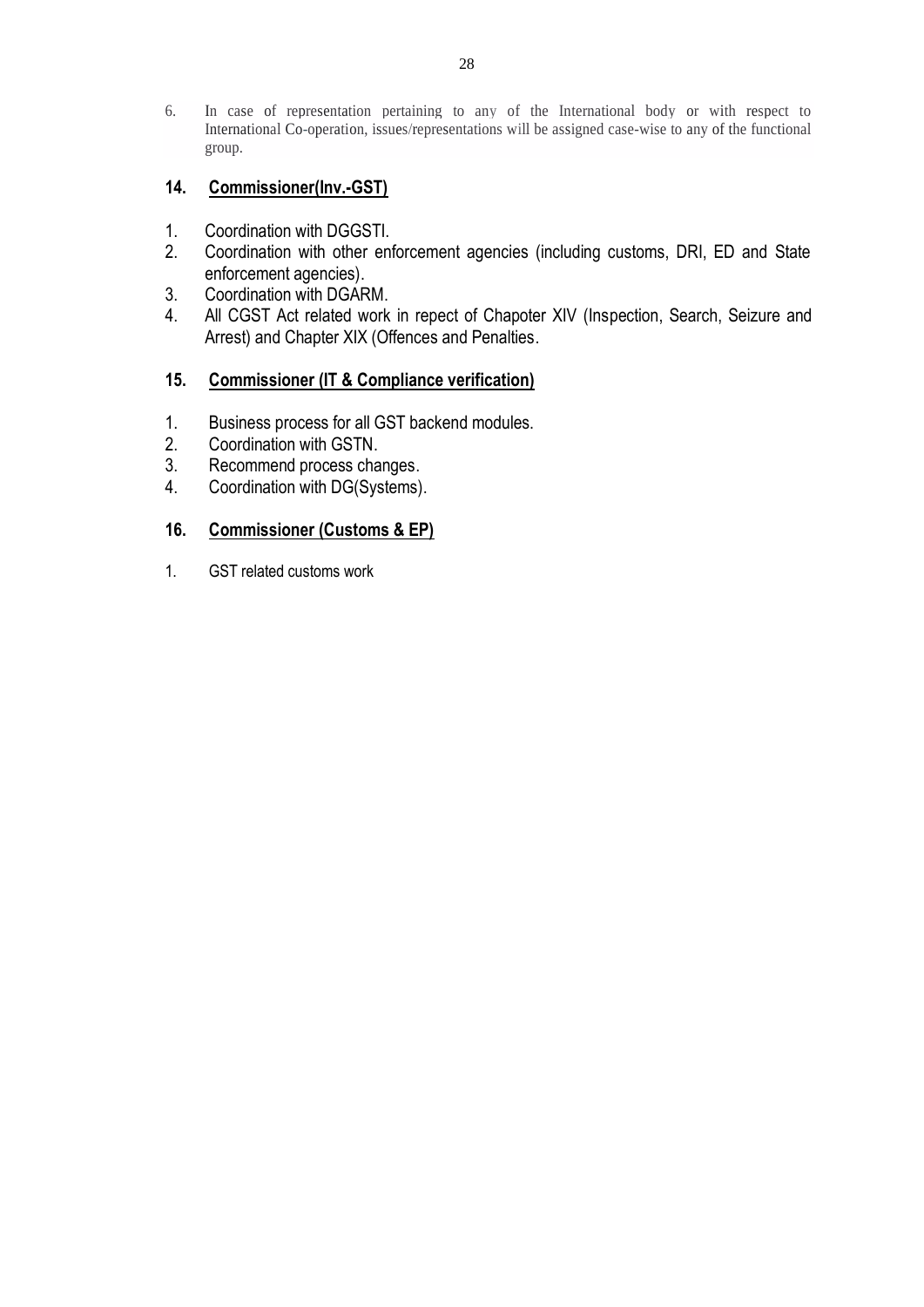6. In case of representation pertaining to any of the International body or with respect to International Co-operation, issues/representations will be assigned case-wise to any of the functional group.

## 14. Commissioner(Inv.-GST)

1. Coordination with DGGSTI.
2. Coordination with other enforcement agencies (including customs, DRI, ED and State enforcement agencies).
3. Coordination with DGARM.
4. All CGST Act related work in repect of Chapoter XIV (Inspection, Search, Seizure and Arrest) and Chapter XIX (Offences and Penalties.

## 15. Commissioner (IT & Compliance verification)

1. Business process for all GST backend modules.
2. Coordination with GSTN.
3. Recommend process changes.
4. Coordination with DG(Systems).

## 16. Commissioner (Customs & EP)

1. GST related customs work